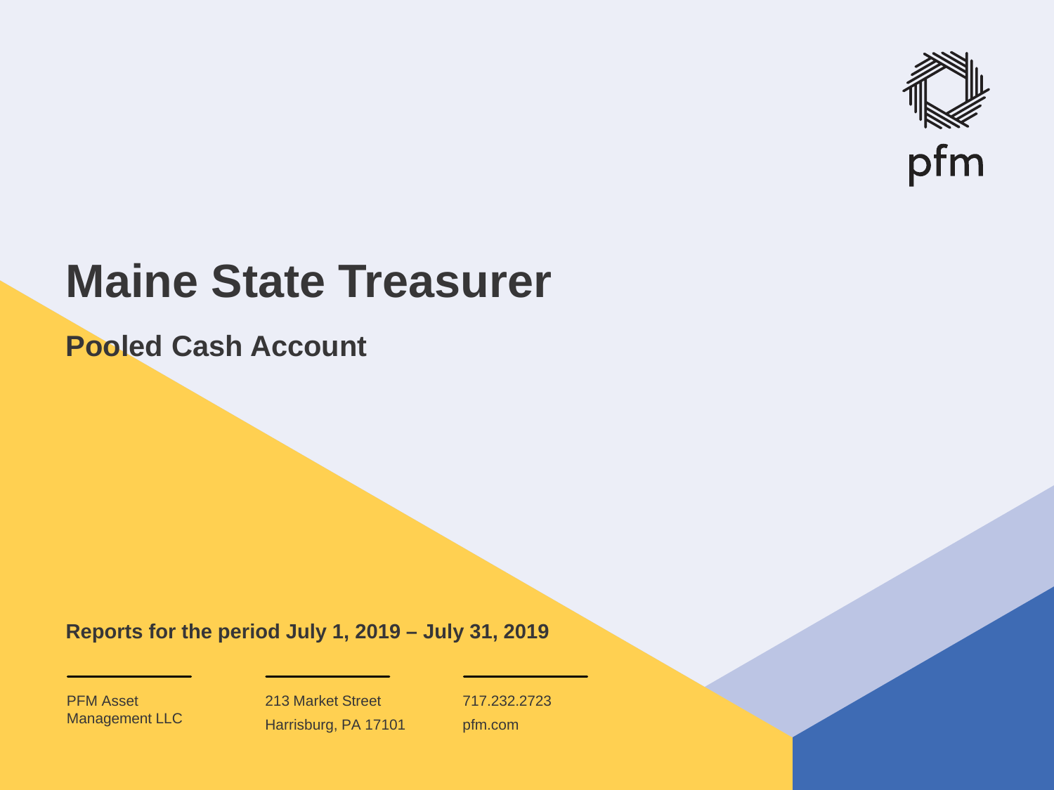pfm

# Maine State Treasurer

## Pooled Cash Account

**Reports for the period July 1, 2019 – July 31, 2019**

PFM Asset Management LLC

213 Market Street
Harrisburg, PA 17101

717.232.2723
pfm.com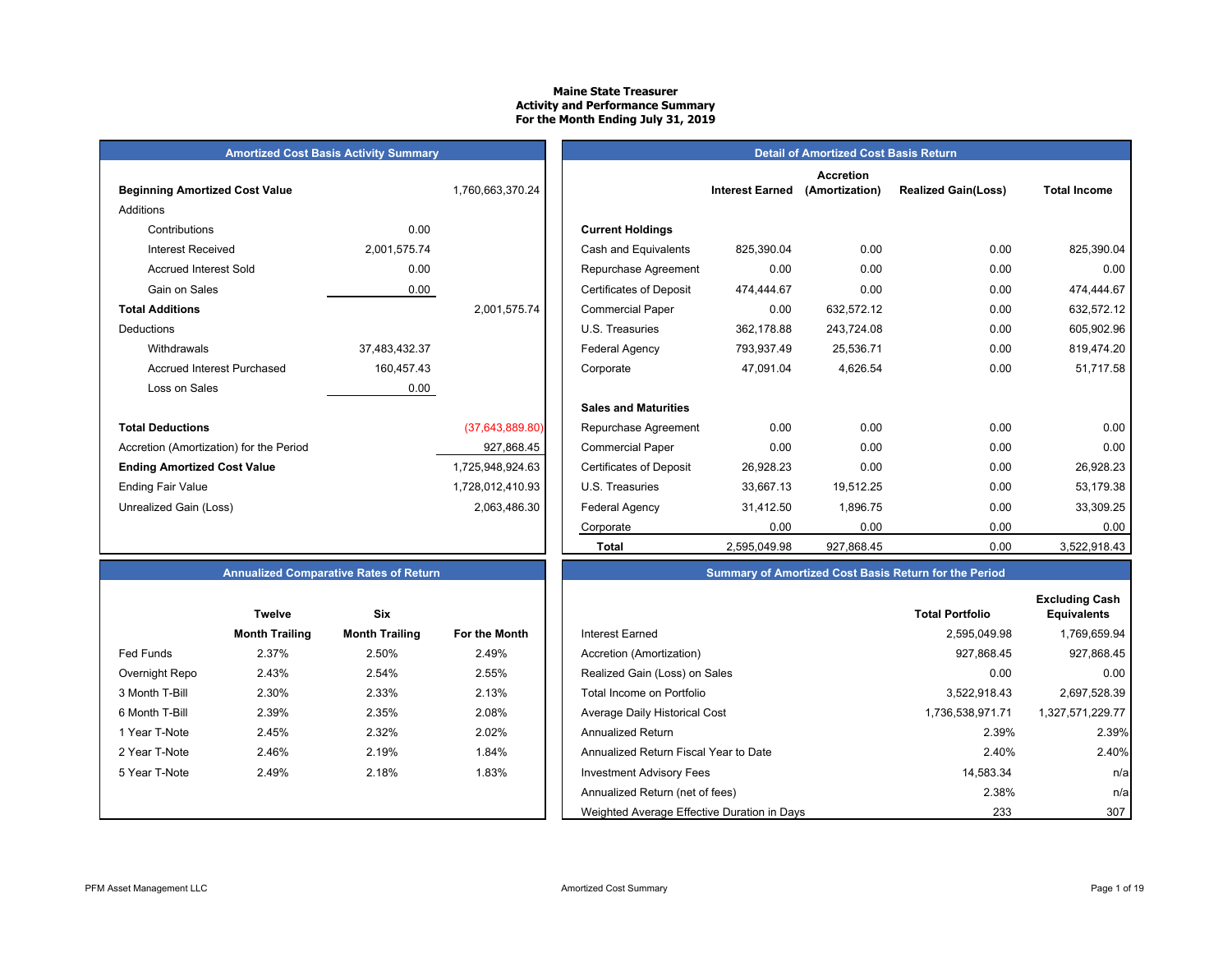# Maine State Treasurer
## Activity and Performance Summary
### For the Month Ending July 31, 2019

**Amortized Cost Basis Activity Summary**

| | | |
|---|---|---|
| **Beginning Amortized Cost Value** | | 1,760,663,370.24 |
| Additions | | |
| Contributions | 0.00 | |
| Interest Received | 2,001,575.74 | |
| Accrued Interest Sold | 0.00 | |
| Gain on Sales | 0.00 | |
| **Total Additions** | | 2,001,575.74 |
| Deductions | | |
| Withdrawals | 37,483,432.37 | |
| Accrued Interest Purchased | 160,457.43 | |
| Loss on Sales | 0.00 | |
| **Total Deductions** | | (37,643,889.80) |
| Accretion (Amortization) for the Period | | 927,868.45 |
| **Ending Amortized Cost Value** | | 1,725,948,924.63 |
| Ending Fair Value | | 1,728,012,410.93 |
| Unrealized Gain (Loss) | | 2,063,486.30 |

**Detail of Amortized Cost Basis Return**

| | Interest Earned | Accretion (Amortization) | Realized Gain(Loss) | Total Income |
|---|---|---|---|---|
| **Current Holdings** | | | | |
| Cash and Equivalents | 825,390.04 | 0.00 | 0.00 | 825,390.04 |
| Repurchase Agreement | 0.00 | 0.00 | 0.00 | 0.00 |
| Certificates of Deposit | 474,444.67 | 0.00 | 0.00 | 474,444.67 |
| Commercial Paper | 0.00 | 632,572.12 | 0.00 | 632,572.12 |
| U.S. Treasuries | 362,178.88 | 243,724.08 | 0.00 | 605,902.96 |
| Federal Agency | 793,937.49 | 25,536.71 | 0.00 | 819,474.20 |
| Corporate | 47,091.04 | 4,626.54 | 0.00 | 51,717.58 |
| **Sales and Maturities** | | | | |
| Repurchase Agreement | 0.00 | 0.00 | 0.00 | 0.00 |
| Commercial Paper | 0.00 | 0.00 | 0.00 | 0.00 |
| Certificates of Deposit | 26,928.23 | 0.00 | 0.00 | 26,928.23 |
| U.S. Treasuries | 33,667.13 | 19,512.25 | 0.00 | 53,179.38 |
| Federal Agency | 31,412.50 | 1,896.75 | 0.00 | 33,309.25 |
| Corporate | 0.00 | 0.00 | 0.00 | 0.00 |
| **Total** | 2,595,049.98 | 927,868.45 | 0.00 | 3,522,918.43 |

**Annualized Comparative Rates of Return**

| | Twelve Month Trailing | Six Month Trailing | For the Month |
|---|---|---|---|
| Fed Funds | 2.37% | 2.50% | 2.49% |
| Overnight Repo | 2.43% | 2.54% | 2.55% |
| 3 Month T-Bill | 2.30% | 2.33% | 2.13% |
| 6 Month T-Bill | 2.39% | 2.35% | 2.08% |
| 1 Year T-Note | 2.45% | 2.32% | 2.02% |
| 2 Year T-Note | 2.46% | 2.19% | 1.84% |
| 5 Year T-Note | 2.49% | 2.18% | 1.83% |

**Summary of Amortized Cost Basis Return for the Period**

| | Total Portfolio | Excluding Cash Equivalents |
|---|---|---|
| Interest Earned | 2,595,049.98 | 1,769,659.94 |
| Accretion (Amortization) | 927,868.45 | 927,868.45 |
| Realized Gain (Loss) on Sales | 0.00 | 0.00 |
| Total Income on Portfolio | 3,522,918.43 | 2,697,528.39 |
| Average Daily Historical Cost | 1,736,538,971.71 | 1,327,571,229.77 |
| Annualized Return | 2.39% | 2.39% |
| Annualized Return Fiscal Year to Date | 2.40% | 2.40% |
| Investment Advisory Fees | 14,583.34 | n/a |
| Annualized Return (net of fees) | 2.38% | n/a |
| Weighted Average Effective Duration in Days | 233 | 307 |

PFM Asset Management LLC

Amortized Cost Summary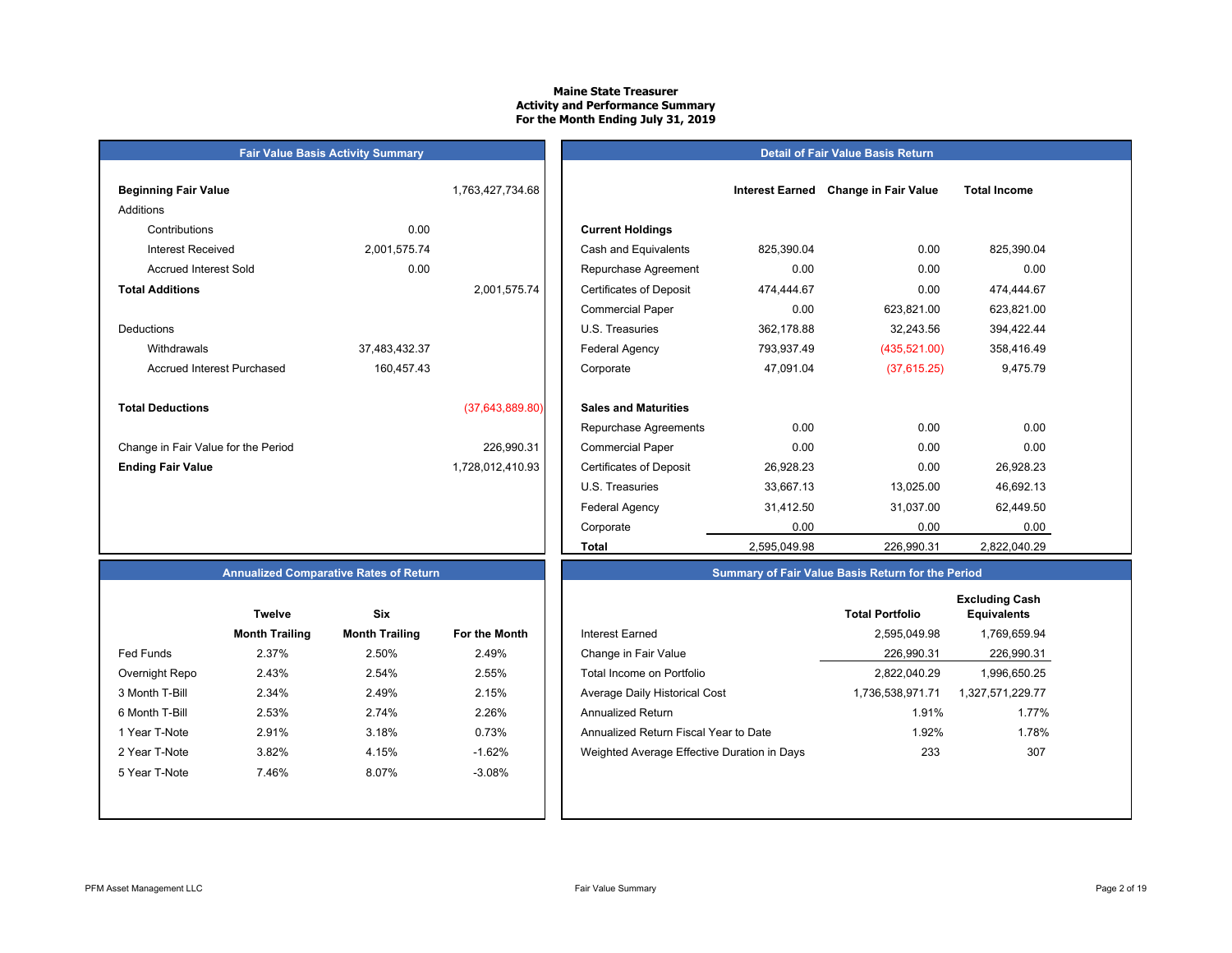# Maine State Treasurer
## Activity and Performance Summary
### For the Month Ending July 31, 2019

## Fair Value Basis Activity Summary

| | | |
|---|---|---|
| **Beginning Fair Value** | | 1,763,427,734.68 |
| Additions | | |
| Contributions | 0.00 | |
| Interest Received | 2,001,575.74 | |
| Accrued Interest Sold | 0.00 | |
| **Total Additions** | | 2,001,575.74 |
| Deductions | | |
| Withdrawals | 37,483,432.37 | |
| Accrued Interest Purchased | 160,457.43 | |
| **Total Deductions** | | (37,643,889.80) |
| Change in Fair Value for the Period | | 226,990.31 |
| **Ending Fair Value** | | 1,728,012,410.93 |

## Detail of Fair Value Basis Return

| | Interest Earned | Change in Fair Value | Total Income |
|---|---|---|---|
| **Current Holdings** | | | |
| Cash and Equivalents | 825,390.04 | 0.00 | 825,390.04 |
| Repurchase Agreement | 0.00 | 0.00 | 0.00 |
| Certificates of Deposit | 474,444.67 | 0.00 | 474,444.67 |
| Commercial Paper | 0.00 | 623,821.00 | 623,821.00 |
| U.S. Treasuries | 362,178.88 | 32,243.56 | 394,422.44 |
| Federal Agency | 793,937.49 | (435,521.00) | 358,416.49 |
| Corporate | 47,091.04 | (37,615.25) | 9,475.79 |
| **Sales and Maturities** | | | |
| Repurchase Agreements | 0.00 | 0.00 | 0.00 |
| Commercial Paper | 0.00 | 0.00 | 0.00 |
| Certificates of Deposit | 26,928.23 | 0.00 | 26,928.23 |
| U.S. Treasuries | 33,667.13 | 13,025.00 | 46,692.13 |
| Federal Agency | 31,412.50 | 31,037.00 | 62,449.50 |
| Corporate | 0.00 | 0.00 | 0.00 |
| **Total** | 2,595,049.98 | 226,990.31 | 2,822,040.29 |

## Annualized Comparative Rates of Return

| | Twelve Month Trailing | Six Month Trailing | For the Month |
|---|---|---|---|
| Fed Funds | 2.37% | 2.50% | 2.49% |
| Overnight Repo | 2.43% | 2.54% | 2.55% |
| 3 Month T-Bill | 2.34% | 2.49% | 2.15% |
| 6 Month T-Bill | 2.53% | 2.74% | 2.26% |
| 1 Year T-Note | 2.91% | 3.18% | 0.73% |
| 2 Year T-Note | 3.82% | 4.15% | -1.62% |
| 5 Year T-Note | 7.46% | 8.07% | -3.08% |

## Summary of Fair Value Basis Return for the Period

| | Total Portfolio | Excluding Cash Equivalents |
|---|---|---|
| Interest Earned | 2,595,049.98 | 1,769,659.94 |
| Change in Fair Value | 226,990.31 | 226,990.31 |
| Total Income on Portfolio | 2,822,040.29 | 1,996,650.25 |
| Average Daily Historical Cost | 1,736,538,971.71 | 1,327,571,229.77 |
| Annualized Return | 1.91% | 1.77% |
| Annualized Return Fiscal Year to Date | 1.92% | 1.78% |
| Weighted Average Effective Duration in Days | 233 | 307 |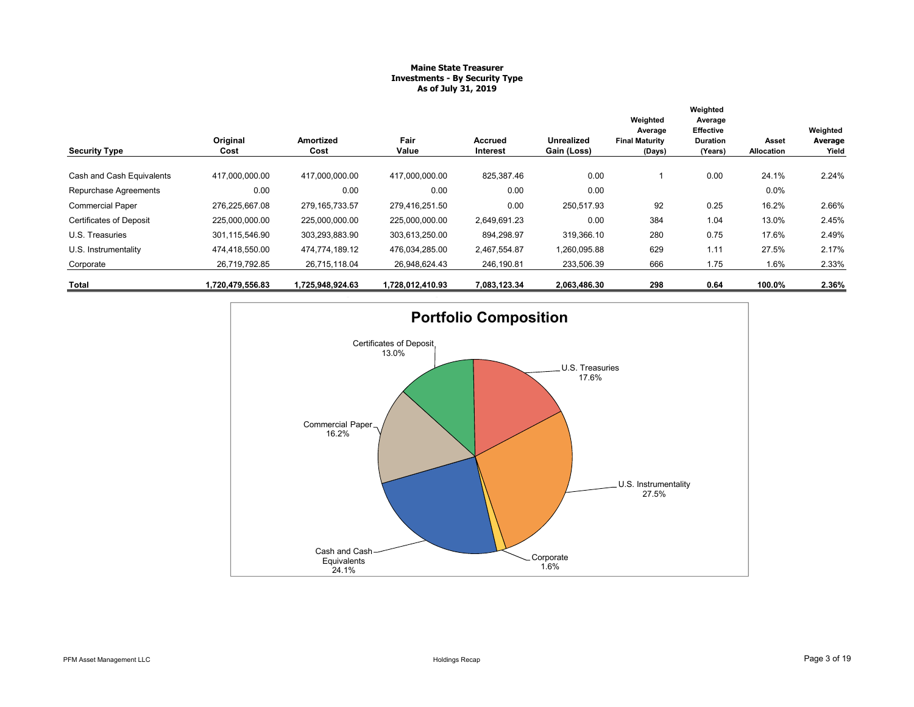**Maine State Treasurer**
**Investments - By Security Type**
**As of July 31, 2019**

| Security Type | Original Cost | Amortized Cost | Fair Value | Accrued Interest | Unrealized Gain (Loss) | Weighted Average Final Maturity (Days) | Weighted Average Effective Duration (Years) | Asset Allocation | Weighted Average Yield |
|---|---|---|---|---|---|---|---|---|---|
| Cash and Cash Equivalents | 417,000,000.00 | 417,000,000.00 | 417,000,000.00 | 825,387.46 | 0.00 | 1 | 0.00 | 24.1% | 2.24% |
| Repurchase Agreements | 0.00 | 0.00 | 0.00 | 0.00 | 0.00 | | | 0.0% | |
| Commercial Paper | 276,225,667.08 | 279,165,733.57 | 279,416,251.50 | 0.00 | 250,517.93 | 92 | 0.25 | 16.2% | 2.66% |
| Certificates of Deposit | 225,000,000.00 | 225,000,000.00 | 225,000,000.00 | 2,649,691.23 | 0.00 | 384 | 1.04 | 13.0% | 2.45% |
| U.S. Treasuries | 301,115,546.90 | 303,293,883.90 | 303,613,250.00 | 894,298.97 | 319,366.10 | 280 | 0.75 | 17.6% | 2.49% |
| U.S. Instrumentality | 474,418,550.00 | 474,774,189.12 | 476,034,285.00 | 2,467,554.87 | 1,260,095.88 | 629 | 1.11 | 27.5% | 2.17% |
| Corporate | 26,719,792.85 | 26,715,118.04 | 26,948,624.43 | 246,190.81 | 233,506.39 | 666 | 1.75 | 1.6% | 2.33% |
| **Total** | **1,720,479,556.83** | **1,725,948,924.63** | **1,728,012,410.93** | **7,083,123.34** | **2,063,486.30** | **298** | **0.64** | **100.0%** | **2.36%** |

**Portfolio Composition**

Certificates of Deposit 13.0%
U.S. Treasuries 17.6%
Commercial Paper 16.2%
U.S. Instrumentality 27.5%
Cash and Cash Equivalents 24.1%
Corporate 1.6%

PFM Asset Management LLC

Holdings Recap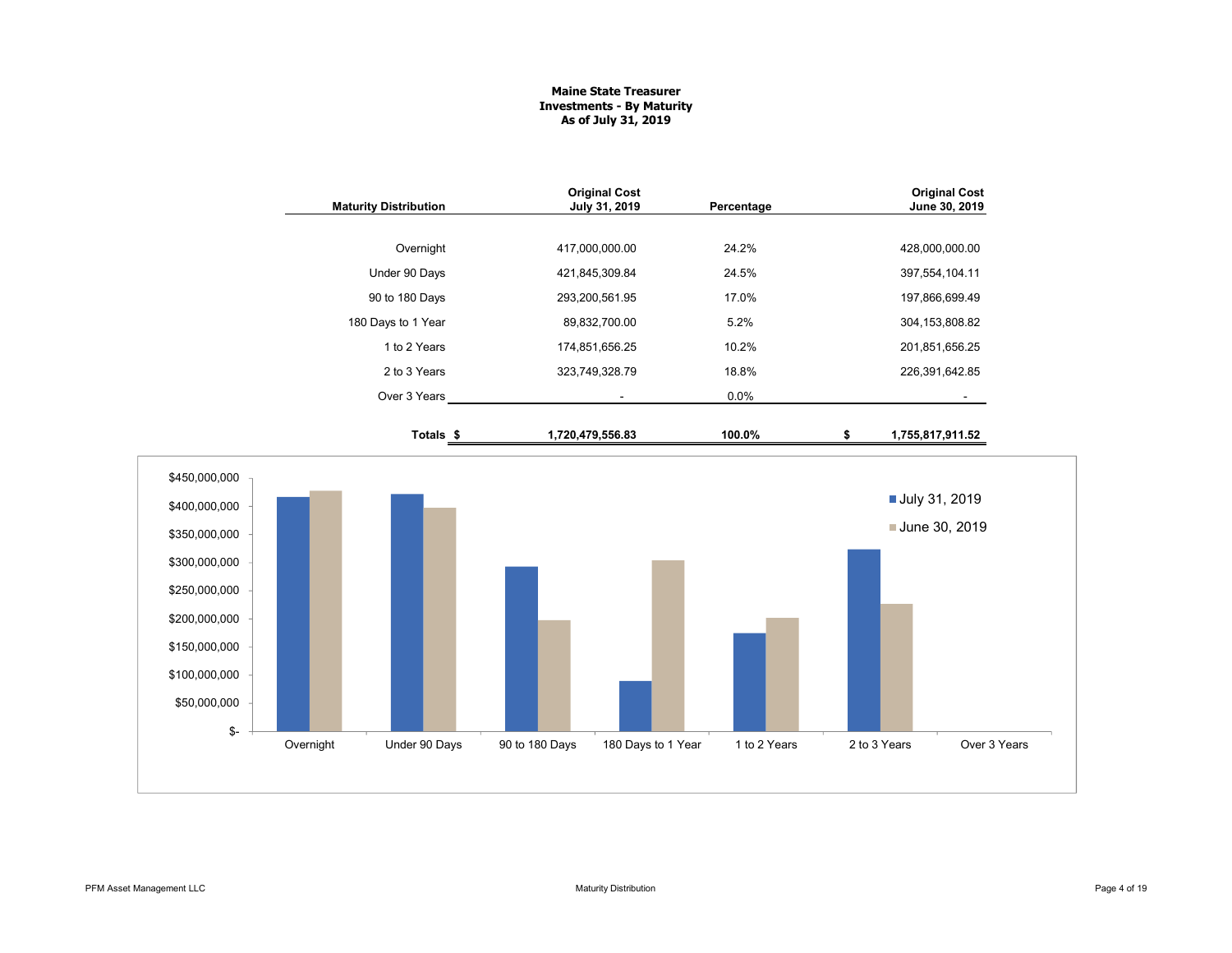# Maine State Treasurer
## Investments - By Maturity
### As of July 31, 2019

| Maturity Distribution | Original Cost July 31, 2019 | Percentage | Original Cost June 30, 2019 |
|---|---|---|---|
| Overnight | 417,000,000.00 | 24.2% | 428,000,000.00 |
| Under 90 Days | 421,845,309.84 | 24.5% | 397,554,104.11 |
| 90 to 180 Days | 293,200,561.95 | 17.0% | 197,866,699.49 |
| 180 Days to 1 Year | 89,832,700.00 | 5.2% | 304,153,808.82 |
| 1 to 2 Years | 174,851,656.25 | 10.2% | 201,851,656.25 |
| 2 to 3 Years | 323,749,328.79 | 18.8% | 226,391,642.85 |
| Over 3 Years | - | 0.0% | - |
| **Totals** | **$ 1,720,479,556.83** | **100.0%** | **$ 1,755,817,911.52** |

$450,000,000
$400,000,000
$350,000,000
$300,000,000
$250,000,000
$200,000,000
$150,000,000
$100,000,000
$50,000,000
$-

Overnight
Under 90 Days
90 to 180 Days
180 Days to 1 Year
1 to 2 Years
2 to 3 Years
Over 3 Years

July 31, 2019
June 30, 2019

PFM Asset Management LLC

Maturity Distribution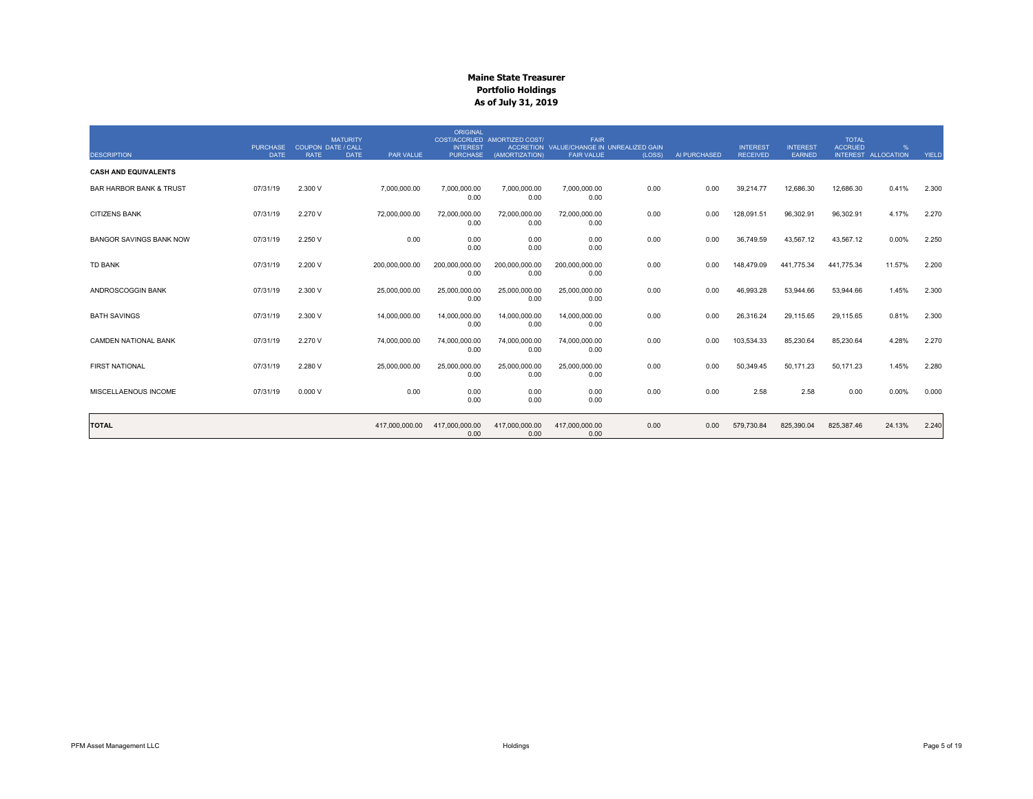# Maine State Treasurer
## Portfolio Holdings
### As of July 31, 2019

| DESCRIPTION | PURCHASE DATE | COUPON RATE | MATURITY DATE / CALL DATE | PAR VALUE | ORIGINAL COST/ACCRUED INTEREST PURCHASE | AMORTIZED COST/ ACCRETION (AMORTIZATION) | FAIR VALUE/CHANGE IN FAIR VALUE | UNREALIZED GAIN (LOSS) | AI PURCHASED | INTEREST RECEIVED | INTEREST EARNED | TOTAL ACCRUED INTEREST | % ALLOCATION | YIELD |
|---|---|---|---|---|---|---|---|---|---|---|---|---|---|---|
| **CASH AND EQUIVALENTS** | | | | | | | | | | | | | | |
| BAR HARBOR BANK & TRUST | 07/31/19 | 2.300 V | | 7,000,000.00 | 7,000,000.00 0.00 | 7,000,000.00 0.00 | 7,000,000.00 0.00 | 0.00 | 0.00 | 39,214.77 | 12,686.30 | 12,686.30 | 0.41% | 2.300 |
| CITIZENS BANK | 07/31/19 | 2.270 V | | 72,000,000.00 | 72,000,000.00 0.00 | 72,000,000.00 0.00 | 72,000,000.00 0.00 | 0.00 | 0.00 | 128,091.51 | 96,302.91 | 96,302.91 | 4.17% | 2.270 |
| BANGOR SAVINGS BANK NOW | 07/31/19 | 2.250 V | | 0.00 | 0.00 0.00 | 0.00 0.00 | 0.00 0.00 | 0.00 | 0.00 | 36,749.59 | 43,567.12 | 43,567.12 | 0.00% | 2.250 |
| TD BANK | 07/31/19 | 2.200 V | | 200,000,000.00 | 200,000,000.00 0.00 | 200,000,000.00 0.00 | 200,000,000.00 0.00 | 0.00 | 0.00 | 148,479.09 | 441,775.34 | 441,775.34 | 11.57% | 2.200 |
| ANDROSCOGGIN BANK | 07/31/19 | 2.300 V | | 25,000,000.00 | 25,000,000.00 0.00 | 25,000,000.00 0.00 | 25,000,000.00 0.00 | 0.00 | 0.00 | 46,993.28 | 53,944.66 | 53,944.66 | 1.45% | 2.300 |
| BATH SAVINGS | 07/31/19 | 2.300 V | | 14,000,000.00 | 14,000,000.00 0.00 | 14,000,000.00 0.00 | 14,000,000.00 0.00 | 0.00 | 0.00 | 26,316.24 | 29,115.65 | 29,115.65 | 0.81% | 2.300 |
| CAMDEN NATIONAL BANK | 07/31/19 | 2.270 V | | 74,000,000.00 | 74,000,000.00 0.00 | 74,000,000.00 0.00 | 74,000,000.00 0.00 | 0.00 | 0.00 | 103,534.33 | 85,230.64 | 85,230.64 | 4.28% | 2.270 |
| FIRST NATIONAL | 07/31/19 | 2.280 V | | 25,000,000.00 | 25,000,000.00 0.00 | 25,000,000.00 0.00 | 25,000,000.00 0.00 | 0.00 | 0.00 | 50,349.45 | 50,171.23 | 50,171.23 | 1.45% | 2.280 |
| MISCELLAENOUS INCOME | 07/31/19 | 0.000 V | | 0.00 | 0.00 0.00 | 0.00 0.00 | 0.00 0.00 | 0.00 | 0.00 | 2.58 | 2.58 | 0.00 | 0.00% | 0.000 |
| **TOTAL** | | | | 417,000,000.00 | 417,000,000.00 0.00 | 417,000,000.00 0.00 | 417,000,000.00 0.00 | 0.00 | 0.00 | 579,730.84 | 825,390.04 | 825,387.46 | 24.13% | 2.240 |

PFM Asset Management LLC — Holdings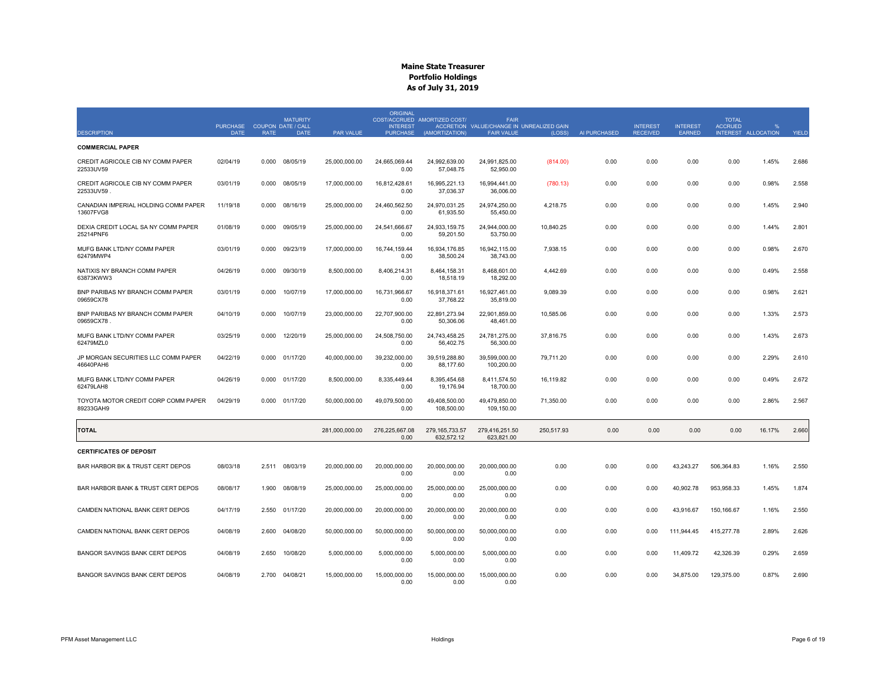# Maine State Treasurer
## Portfolio Holdings
### As of July 31, 2019

| DESCRIPTION | PURCHASE DATE | COUPON RATE | MATURITY DATE / CALL DATE | PAR VALUE | ORIGINAL COST/ACCRUED INTEREST PURCHASE | AMORTIZED COST/ ACCRETION (AMORTIZATION) | FAIR VALUE/CHANGE IN FAIR VALUE | UNREALIZED GAIN (LOSS) | AI PURCHASED | INTEREST RECEIVED | INTEREST EARNED | TOTAL ACCRUED INTEREST | % ALLOCATION | YIELD |
|---|---|---|---|---|---|---|---|---|---|---|---|---|---|---|
| **COMMERCIAL PAPER** | | | | | | | | | | | | | | |
| CREDIT AGRICOLE CIB NY COMM PAPER 22533UV59 | 02/04/19 | 0.000 | 08/05/19 | 25,000,000.00 | 24,665,069.44<br>0.00 | 24,992,639.00<br>57,048.75 | 24,991,825.00<br>52,950.00 | (814.00) | 0.00 | 0.00 | 0.00 | 0.00 | 1.45% | 2.686 |
| CREDIT AGRICOLE CIB NY COMM PAPER 22533UV59 . | 03/01/19 | 0.000 | 08/05/19 | 17,000,000.00 | 16,812,428.61<br>0.00 | 16,995,221.13<br>37,036.37 | 16,994,441.00<br>36,006.00 | (780.13) | 0.00 | 0.00 | 0.00 | 0.00 | 0.98% | 2.558 |
| CANADIAN IMPERIAL HOLDING COMM PAPER 13607FVG8 | 11/19/18 | 0.000 | 08/16/19 | 25,000,000.00 | 24,460,562.50<br>0.00 | 24,970,031.25<br>61,935.50 | 24,974,250.00<br>55,450.00 | 4,218.75 | 0.00 | 0.00 | 0.00 | 0.00 | 1.45% | 2.940 |
| DEXIA CREDIT LOCAL SA NY COMM PAPER 25214PNF6 | 01/08/19 | 0.000 | 09/05/19 | 25,000,000.00 | 24,541,666.67<br>0.00 | 24,933,159.75<br>59,201.50 | 24,944,000.00<br>53,750.00 | 10,840.25 | 0.00 | 0.00 | 0.00 | 0.00 | 1.44% | 2.801 |
| MUFG BANK LTD/NY COMM PAPER 62479MWP4 | 03/01/19 | 0.000 | 09/23/19 | 17,000,000.00 | 16,744,159.44<br>0.00 | 16,934,176.85<br>38,500.24 | 16,942,115.00<br>38,743.00 | 7,938.15 | 0.00 | 0.00 | 0.00 | 0.00 | 0.98% | 2.670 |
| NATIXIS NY BRANCH COMM PAPER 63873KWW3 | 04/26/19 | 0.000 | 09/30/19 | 8,500,000.00 | 8,406,214.31<br>0.00 | 8,464,158.31<br>18,518.19 | 8,468,601.00<br>18,292.00 | 4,442.69 | 0.00 | 0.00 | 0.00 | 0.00 | 0.49% | 2.558 |
| BNP PARIBAS NY BRANCH COMM PAPER 09659CX78 | 03/01/19 | 0.000 | 10/07/19 | 17,000,000.00 | 16,731,966.67<br>0.00 | 16,918,371.61<br>37,768.22 | 16,927,461.00<br>35,819.00 | 9,089.39 | 0.00 | 0.00 | 0.00 | 0.00 | 0.98% | 2.621 |
| BNP PARIBAS NY BRANCH COMM PAPER 09659CX78 . | 04/10/19 | 0.000 | 10/07/19 | 23,000,000.00 | 22,707,900.00<br>0.00 | 22,891,273.94<br>50,306.06 | 22,901,859.00<br>48,461.00 | 10,585.06 | 0.00 | 0.00 | 0.00 | 0.00 | 1.33% | 2.573 |
| MUFG BANK LTD/NY COMM PAPER 62479MZL0 | 03/25/19 | 0.000 | 12/20/19 | 25,000,000.00 | 24,508,750.00<br>0.00 | 24,743,458.25<br>56,402.75 | 24,781,275.00<br>56,300.00 | 37,816.75 | 0.00 | 0.00 | 0.00 | 0.00 | 1.43% | 2.673 |
| JP MORGAN SECURITIES LLC COMM PAPER 46640PAH6 | 04/22/19 | 0.000 | 01/17/20 | 40,000,000.00 | 39,232,000.00<br>0.00 | 39,519,288.80<br>88,177.60 | 39,599,000.00<br>100,200.00 | 79,711.20 | 0.00 | 0.00 | 0.00 | 0.00 | 2.29% | 2.610 |
| MUFG BANK LTD/NY COMM PAPER 62479LAH8 | 04/26/19 | 0.000 | 01/17/20 | 8,500,000.00 | 8,335,449.44<br>0.00 | 8,395,454.68<br>19,176.94 | 8,411,574.50<br>18,700.00 | 16,119.82 | 0.00 | 0.00 | 0.00 | 0.00 | 0.49% | 2.672 |
| TOYOTA MOTOR CREDIT CORP COMM PAPER 89233GAH9 | 04/29/19 | 0.000 | 01/17/20 | 50,000,000.00 | 49,079,500.00<br>0.00 | 49,408,500.00<br>108,500.00 | 49,479,850.00<br>109,150.00 | 71,350.00 | 0.00 | 0.00 | 0.00 | 0.00 | 2.86% | 2.567 |
| **TOTAL** | | | | 281,000,000.00 | 276,225,667.08<br>0.00 | 279,165,733.57<br>632,572.12 | 279,416,251.50<br>623,821.00 | 250,517.93 | 0.00 | 0.00 | 0.00 | 0.00 | 16.17% | 2.660 |
| **CERTIFICATES OF DEPOSIT** | | | | | | | | | | | | | | |
| BAR HARBOR BK & TRUST CERT DEPOS | 08/03/18 | 2.511 | 08/03/19 | 20,000,000.00 | 20,000,000.00<br>0.00 | 20,000,000.00<br>0.00 | 20,000,000.00<br>0.00 | 0.00 | 0.00 | 0.00 | 43,243.27 | 506,364.83 | 1.16% | 2.550 |
| BAR HARBOR BANK & TRUST CERT DEPOS | 08/08/17 | 1.900 | 08/08/19 | 25,000,000.00 | 25,000,000.00<br>0.00 | 25,000,000.00<br>0.00 | 25,000,000.00<br>0.00 | 0.00 | 0.00 | 0.00 | 40,902.78 | 953,958.33 | 1.45% | 1.874 |
| CAMDEN NATIONAL BANK CERT DEPOS | 04/17/19 | 2.550 | 01/17/20 | 20,000,000.00 | 20,000,000.00<br>0.00 | 20,000,000.00<br>0.00 | 20,000,000.00<br>0.00 | 0.00 | 0.00 | 0.00 | 43,916.67 | 150,166.67 | 1.16% | 2.550 |
| CAMDEN NATIONAL BANK CERT DEPOS | 04/08/19 | 2.600 | 04/08/20 | 50,000,000.00 | 50,000,000.00<br>0.00 | 50,000,000.00<br>0.00 | 50,000,000.00<br>0.00 | 0.00 | 0.00 | 0.00 | 111,944.45 | 415,277.78 | 2.89% | 2.626 |
| BANGOR SAVINGS BANK CERT DEPOS | 04/08/19 | 2.650 | 10/08/20 | 5,000,000.00 | 5,000,000.00<br>0.00 | 5,000,000.00<br>0.00 | 5,000,000.00<br>0.00 | 0.00 | 0.00 | 0.00 | 11,409.72 | 42,326.39 | 0.29% | 2.659 |
| BANGOR SAVINGS BANK CERT DEPOS | 04/08/19 | 2.700 | 04/08/21 | 15,000,000.00 | 15,000,000.00<br>0.00 | 15,000,000.00<br>0.00 | 15,000,000.00<br>0.00 | 0.00 | 0.00 | 0.00 | 34,875.00 | 129,375.00 | 0.87% | 2.690 |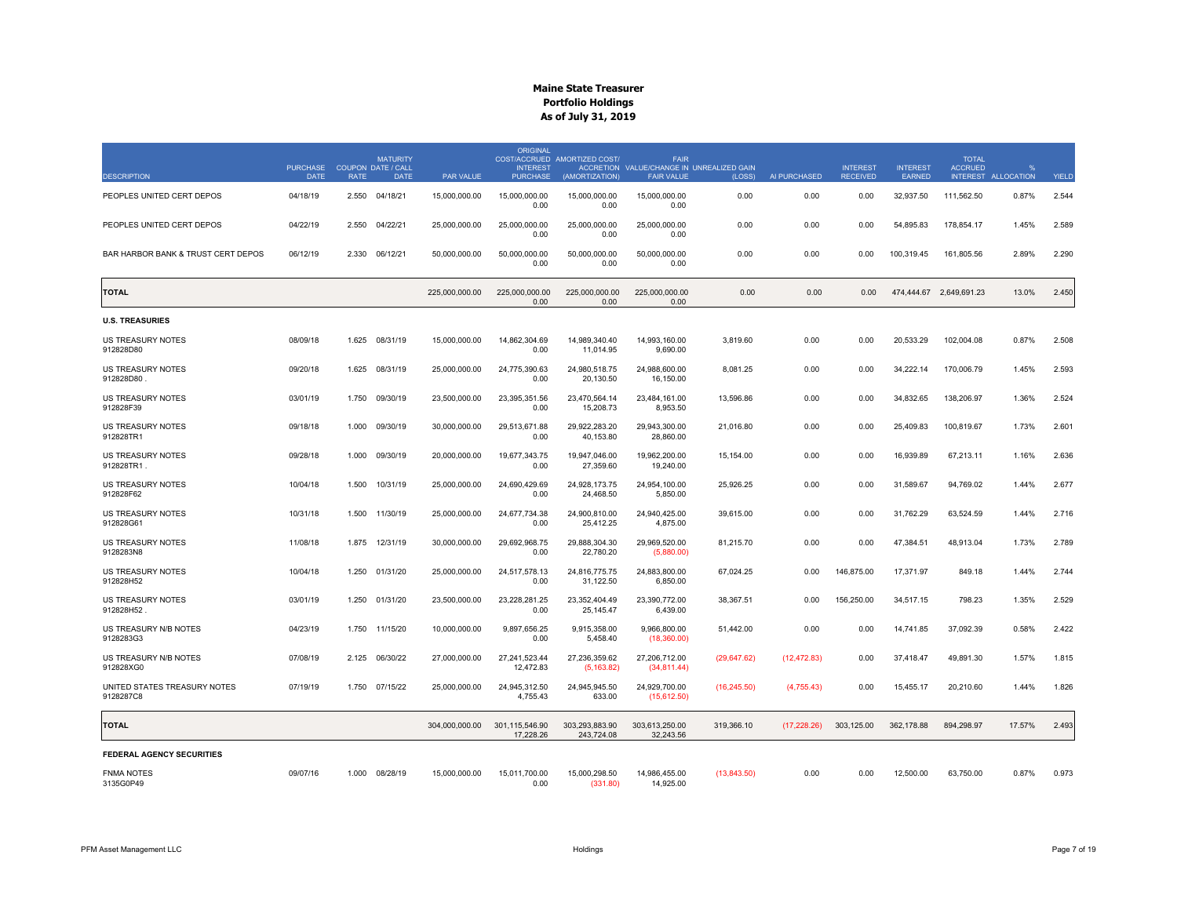# Maine State Treasurer
## Portfolio Holdings
### As of July 31, 2019

| DESCRIPTION | PURCHASE DATE | COUPON RATE | MATURITY DATE / CALL DATE | PAR VALUE | ORIGINAL COST/ACCRUED INTEREST PURCHASE | AMORTIZED COST/ ACCRETION (AMORTIZATION) | FAIR VALUE/CHANGE IN FAIR VALUE | UNREALIZED GAIN (LOSS) | AI PURCHASED | INTEREST RECEIVED | INTEREST EARNED | TOTAL ACCRUED INTEREST | % ALLOCATION | YIELD |
|---|---|---|---|---|---|---|---|---|---|---|---|---|---|---|
| PEOPLES UNITED CERT DEPOS | 04/18/19 | 2.550 | 04/18/21 | 15,000,000.00 | 15,000,000.00<br>0.00 | 15,000,000.00<br>0.00 | 15,000,000.00<br>0.00 | 0.00 | 0.00 | 0.00 | 32,937.50 | 111,562.50 | 0.87% | 2.544 |
| PEOPLES UNITED CERT DEPOS | 04/22/19 | 2.550 | 04/22/21 | 25,000,000.00 | 25,000,000.00<br>0.00 | 25,000,000.00<br>0.00 | 25,000,000.00<br>0.00 | 0.00 | 0.00 | 0.00 | 54,895.83 | 178,854.17 | 1.45% | 2.589 |
| BAR HARBOR BANK & TRUST CERT DEPOS | 06/12/19 | 2.330 | 06/12/21 | 50,000,000.00 | 50,000,000.00<br>0.00 | 50,000,000.00<br>0.00 | 50,000,000.00<br>0.00 | 0.00 | 0.00 | 0.00 | 100,319.45 | 161,805.56 | 2.89% | 2.290 |
| **TOTAL** | | | | 225,000,000.00 | 225,000,000.00<br>0.00 | 225,000,000.00<br>0.00 | 225,000,000.00<br>0.00 | 0.00 | 0.00 | 0.00 | 474,444.67 | 2,649,691.23 | 13.0% | 2.450 |
| **U.S. TREASURIES** | | | | | | | | | | | | | | |
| US TREASURY NOTES<br>912828D80 | 08/09/18 | 1.625 | 08/31/19 | 15,000,000.00 | 14,862,304.69<br>0.00 | 14,989,340.40<br>11,014.95 | 14,993,160.00<br>9,690.00 | 3,819.60 | 0.00 | 0.00 | 20,533.29 | 102,004.08 | 0.87% | 2.508 |
| US TREASURY NOTES<br>912828D80 . | 09/20/18 | 1.625 | 08/31/19 | 25,000,000.00 | 24,775,390.63<br>0.00 | 24,980,518.75<br>20,130.50 | 24,988,600.00<br>16,150.00 | 8,081.25 | 0.00 | 0.00 | 34,222.14 | 170,006.79 | 1.45% | 2.593 |
| US TREASURY NOTES<br>912828F39 | 03/01/19 | 1.750 | 09/30/19 | 23,500,000.00 | 23,395,351.56<br>0.00 | 23,470,564.14<br>15,208.73 | 23,484,161.00<br>8,953.50 | 13,596.86 | 0.00 | 0.00 | 34,832.65 | 138,206.97 | 1.36% | 2.524 |
| US TREASURY NOTES<br>912828TR1 | 09/18/18 | 1.000 | 09/30/19 | 30,000,000.00 | 29,513,671.88<br>0.00 | 29,922,283.20<br>40,153.80 | 29,943,300.00<br>28,860.00 | 21,016.80 | 0.00 | 0.00 | 25,409.83 | 100,819.67 | 1.73% | 2.601 |
| US TREASURY NOTES<br>912828TR1 . | 09/28/18 | 1.000 | 09/30/19 | 20,000,000.00 | 19,677,343.75<br>0.00 | 19,947,046.00<br>27,359.60 | 19,962,200.00<br>19,240.00 | 15,154.00 | 0.00 | 0.00 | 16,939.89 | 67,213.11 | 1.16% | 2.636 |
| US TREASURY NOTES<br>912828F62 | 10/04/18 | 1.500 | 10/31/19 | 25,000,000.00 | 24,690,429.69<br>0.00 | 24,928,173.75<br>24,468.50 | 24,954,100.00<br>5,850.00 | 25,926.25 | 0.00 | 0.00 | 31,589.67 | 94,769.02 | 1.44% | 2.677 |
| US TREASURY NOTES<br>912828G61 | 10/31/18 | 1.500 | 11/30/19 | 25,000,000.00 | 24,677,734.38<br>0.00 | 24,900,810.00<br>25,412.25 | 24,940,425.00<br>4,875.00 | 39,615.00 | 0.00 | 0.00 | 31,762.29 | 63,524.59 | 1.44% | 2.716 |
| US TREASURY NOTES<br>9128283N8 | 11/08/18 | 1.875 | 12/31/19 | 30,000,000.00 | 29,692,968.75<br>0.00 | 29,888,304.30<br>22,780.20 | 29,969,520.00<br>(5,880.00) | 81,215.70 | 0.00 | 0.00 | 47,384.51 | 48,913.04 | 1.73% | 2.789 |
| US TREASURY NOTES<br>912828H52 | 10/04/18 | 1.250 | 01/31/20 | 25,000,000.00 | 24,517,578.13<br>0.00 | 24,816,775.75<br>31,122.50 | 24,883,800.00<br>6,850.00 | 67,024.25 | 0.00 | 146,875.00 | 17,371.97 | 849.18 | 1.44% | 2.744 |
| US TREASURY NOTES<br>912828H52 . | 03/01/19 | 1.250 | 01/31/20 | 23,500,000.00 | 23,228,281.25<br>0.00 | 23,352,404.49<br>25,145.47 | 23,390,772.00<br>6,439.00 | 38,367.51 | 0.00 | 156,250.00 | 34,517.15 | 798.23 | 1.35% | 2.529 |
| US TREASURY N/B NOTES<br>9128283G3 | 04/23/19 | 1.750 | 11/15/20 | 10,000,000.00 | 9,897,656.25<br>0.00 | 9,915,358.00<br>5,458.40 | 9,966,800.00<br>(18,360.00) | 51,442.00 | 0.00 | 0.00 | 14,741.85 | 37,092.39 | 0.58% | 2.422 |
| US TREASURY N/B NOTES<br>912828XG0 | 07/08/19 | 2.125 | 06/30/22 | 27,000,000.00 | 27,241,523.44<br>12,472.83 | 27,236,359.62<br>(5,163.82) | 27,206,712.00<br>(34,811.44) | (29,647.62) | (12,472.83) | 0.00 | 37,418.47 | 49,891.30 | 1.57% | 1.815 |
| UNITED STATES TREASURY NOTES<br>9128287C8 | 07/19/19 | 1.750 | 07/15/22 | 25,000,000.00 | 24,945,312.50<br>4,755.43 | 24,945,945.50<br>633.00 | 24,929,700.00<br>(15,612.50) | (16,245.50) | (4,755.43) | 0.00 | 15,455.17 | 20,210.60 | 1.44% | 1.826 |
| **TOTAL** | | | | 304,000,000.00 | 301,115,546.90<br>17,228.26 | 303,293,883.90<br>243,724.08 | 303,613,250.00<br>32,243.56 | 319,366.10 | (17,228.26) | 303,125.00 | 362,178.88 | 894,298.97 | 17.57% | 2.493 |
| **FEDERAL AGENCY SECURITIES** | | | | | | | | | | | | | | |
| FNMA NOTES<br>3135G0P49 | 09/07/16 | 1.000 | 08/28/19 | 15,000,000.00 | 15,011,700.00<br>0.00 | 15,000,298.50<br>(331.80) | 14,986,455.00<br>14,925.00 | (13,843.50) | 0.00 | 0.00 | 12,500.00 | 63,750.00 | 0.87% | 0.973 |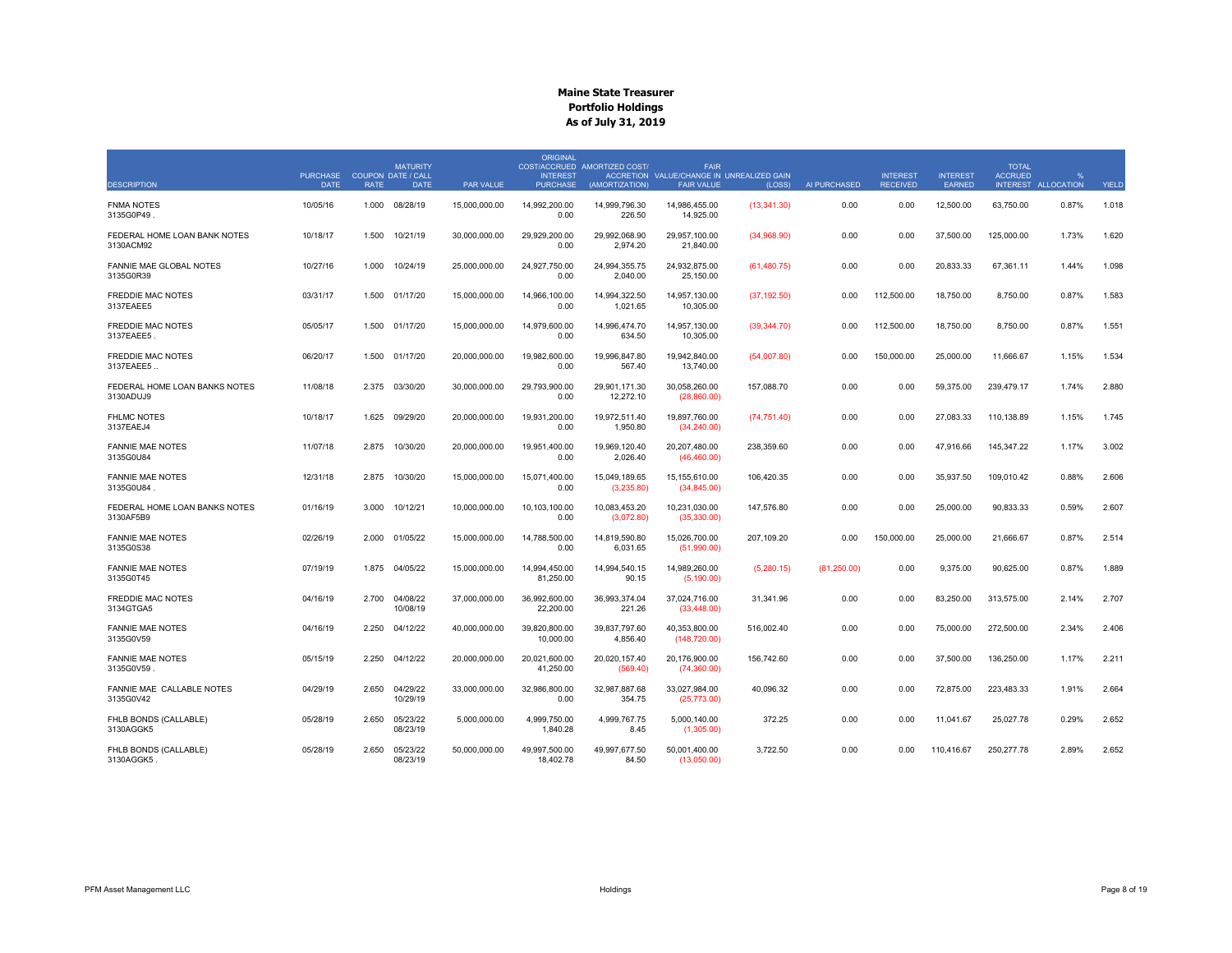# Maine State Treasurer
## Portfolio Holdings
### As of July 31, 2019

| DESCRIPTION | PURCHASE DATE | COUPON RATE | MATURITY DATE / CALL DATE | PAR VALUE | ORIGINAL COST/ACCRUED INTEREST PURCHASE | AMORTIZED COST/ ACCRETION (AMORTIZATION) | FAIR VALUE/CHANGE IN FAIR VALUE | UNREALIZED GAIN (LOSS) | AI PURCHASED | INTEREST RECEIVED | INTEREST EARNED | TOTAL ACCRUED INTEREST | % ALLOCATION | YIELD |
|---|---|---|---|---|---|---|---|---|---|---|---|---|---|---|
| FNMA NOTES 3135G0P49 . | 10/05/16 | 1.000 | 08/28/19 | 15,000,000.00 | 14,992,200.00 0.00 | 14,999,796.30 226.50 | 14,986,455.00 14,925.00 | (13,341.30) | 0.00 | 0.00 | 12,500.00 | 63,750.00 | 0.87% | 1.018 |
| FEDERAL HOME LOAN BANK NOTES 3130ACM92 | 10/18/17 | 1.500 | 10/21/19 | 30,000,000.00 | 29,929,200.00 0.00 | 29,992,068.90 2,974.20 | 29,957,100.00 21,840.00 | (34,968.90) | 0.00 | 0.00 | 37,500.00 | 125,000.00 | 1.73% | 1.620 |
| FANNIE MAE GLOBAL NOTES 3135G0R39 | 10/27/16 | 1.000 | 10/24/19 | 25,000,000.00 | 24,927,750.00 0.00 | 24,994,355.75 2,040.00 | 24,932,875.00 25,150.00 | (61,480.75) | 0.00 | 0.00 | 20,833.33 | 67,361.11 | 1.44% | 1.098 |
| FREDDIE MAC NOTES 3137EAEE5 | 03/31/17 | 1.500 | 01/17/20 | 15,000,000.00 | 14,966,100.00 0.00 | 14,994,322.50 1,021.65 | 14,957,130.00 10,305.00 | (37,192.50) | 0.00 | 112,500.00 | 18,750.00 | 8,750.00 | 0.87% | 1.583 |
| FREDDIE MAC NOTES 3137EAEE5 . | 05/05/17 | 1.500 | 01/17/20 | 15,000,000.00 | 14,979,600.00 0.00 | 14,996,474.70 634.50 | 14,957,130.00 10,305.00 | (39,344.70) | 0.00 | 112,500.00 | 18,750.00 | 8,750.00 | 0.87% | 1.551 |
| FREDDIE MAC NOTES 3137EAEE5 .. | 06/20/17 | 1.500 | 01/17/20 | 20,000,000.00 | 19,982,600.00 0.00 | 19,996,847.80 567.40 | 19,942,840.00 13,740.00 | (54,007.80) | 0.00 | 150,000.00 | 25,000.00 | 11,666.67 | 1.15% | 1.534 |
| FEDERAL HOME LOAN BANKS NOTES 3130ADUJ9 | 11/08/18 | 2.375 | 03/30/20 | 30,000,000.00 | 29,793,900.00 0.00 | 29,901,171.30 12,272.10 | 30,058,260.00 (28,860.00) | 157,088.70 | 0.00 | 0.00 | 59,375.00 | 239,479.17 | 1.74% | 2.880 |
| FHLMC NOTES 3137EAEJ4 | 10/18/17 | 1.625 | 09/29/20 | 20,000,000.00 | 19,931,200.00 0.00 | 19,972,511.40 1,950.80 | 19,897,760.00 (34,240.00) | (74,751.40) | 0.00 | 0.00 | 27,083.33 | 110,138.89 | 1.15% | 1.745 |
| FANNIE MAE NOTES 3135G0U84 | 11/07/18 | 2.875 | 10/30/20 | 20,000,000.00 | 19,951,400.00 0.00 | 19,969,120.40 2,026.40 | 20,207,480.00 (46,460.00) | 238,359.60 | 0.00 | 0.00 | 47,916.66 | 145,347.22 | 1.17% | 3.002 |
| FANNIE MAE NOTES 3135G0U84 . | 12/31/18 | 2.875 | 10/30/20 | 15,000,000.00 | 15,071,400.00 0.00 | 15,049,189.65 (3,235.80) | 15,155,610.00 (34,845.00) | 106,420.35 | 0.00 | 0.00 | 35,937.50 | 109,010.42 | 0.88% | 2.606 |
| FEDERAL HOME LOAN BANKS NOTES 3130AF5B9 | 01/16/19 | 3.000 | 10/12/21 | 10,000,000.00 | 10,103,100.00 0.00 | 10,083,453.20 (3,072.80) | 10,231,030.00 (35,330.00) | 147,576.80 | 0.00 | 0.00 | 25,000.00 | 90,833.33 | 0.59% | 2.607 |
| FANNIE MAE NOTES 3135G0S38 | 02/26/19 | 2.000 | 01/05/22 | 15,000,000.00 | 14,788,500.00 0.00 | 14,819,590.80 6,031.65 | 15,026,700.00 (51,990.00) | 207,109.20 | 0.00 | 150,000.00 | 25,000.00 | 21,666.67 | 0.87% | 2.514 |
| FANNIE MAE NOTES 3135G0T45 | 07/19/19 | 1.875 | 04/05/22 | 15,000,000.00 | 14,994,450.00 81,250.00 | 14,994,540.15 90.15 | 14,989,260.00 (5,190.00) | (5,280.15) | (81,250.00) | 0.00 | 9,375.00 | 90,625.00 | 0.87% | 1.889 |
| FREDDIE MAC NOTES 3134GTGA5 | 04/16/19 | 2.700 | 04/08/22 10/08/19 | 37,000,000.00 | 36,992,600.00 22,200.00 | 36,993,374.04 221.26 | 37,024,716.00 (33,448.00) | 31,341.96 | 0.00 | 0.00 | 83,250.00 | 313,575.00 | 2.14% | 2.707 |
| FANNIE MAE NOTES 3135G0V59 | 04/16/19 | 2.250 | 04/12/22 | 40,000,000.00 | 39,820,800.00 10,000.00 | 39,837,797.60 4,856.40 | 40,353,800.00 (148,720.00) | 516,002.40 | 0.00 | 0.00 | 75,000.00 | 272,500.00 | 2.34% | 2.406 |
| FANNIE MAE NOTES 3135G0V59 . | 05/15/19 | 2.250 | 04/12/22 | 20,000,000.00 | 20,021,600.00 41,250.00 | 20,020,157.40 (569.40) | 20,176,900.00 (74,360.00) | 156,742.60 | 0.00 | 0.00 | 37,500.00 | 136,250.00 | 1.17% | 2.211 |
| FANNIE MAE CALLABLE NOTES 3135G0V42 | 04/29/19 | 2.650 | 04/29/22 10/29/19 | 33,000,000.00 | 32,986,800.00 0.00 | 32,987,887.68 354.75 | 33,027,984.00 (25,773.00) | 40,096.32 | 0.00 | 0.00 | 72,875.00 | 223,483.33 | 1.91% | 2.664 |
| FHLB BONDS (CALLABLE) 3130AGGK5 | 05/28/19 | 2.650 | 05/23/22 08/23/19 | 5,000,000.00 | 4,999,750.00 1,840.28 | 4,999,767.75 8.45 | 5,000,140.00 (1,305.00) | 372.25 | 0.00 | 0.00 | 11,041.67 | 25,027.78 | 0.29% | 2.652 |
| FHLB BONDS (CALLABLE) 3130AGGK5 . | 05/28/19 | 2.650 | 05/23/22 08/23/19 | 50,000,000.00 | 49,997,500.00 18,402.78 | 49,997,677.50 84.50 | 50,001,400.00 (13,050.00) | 3,722.50 | 0.00 | 0.00 | 110,416.67 | 250,277.78 | 2.89% | 2.652 |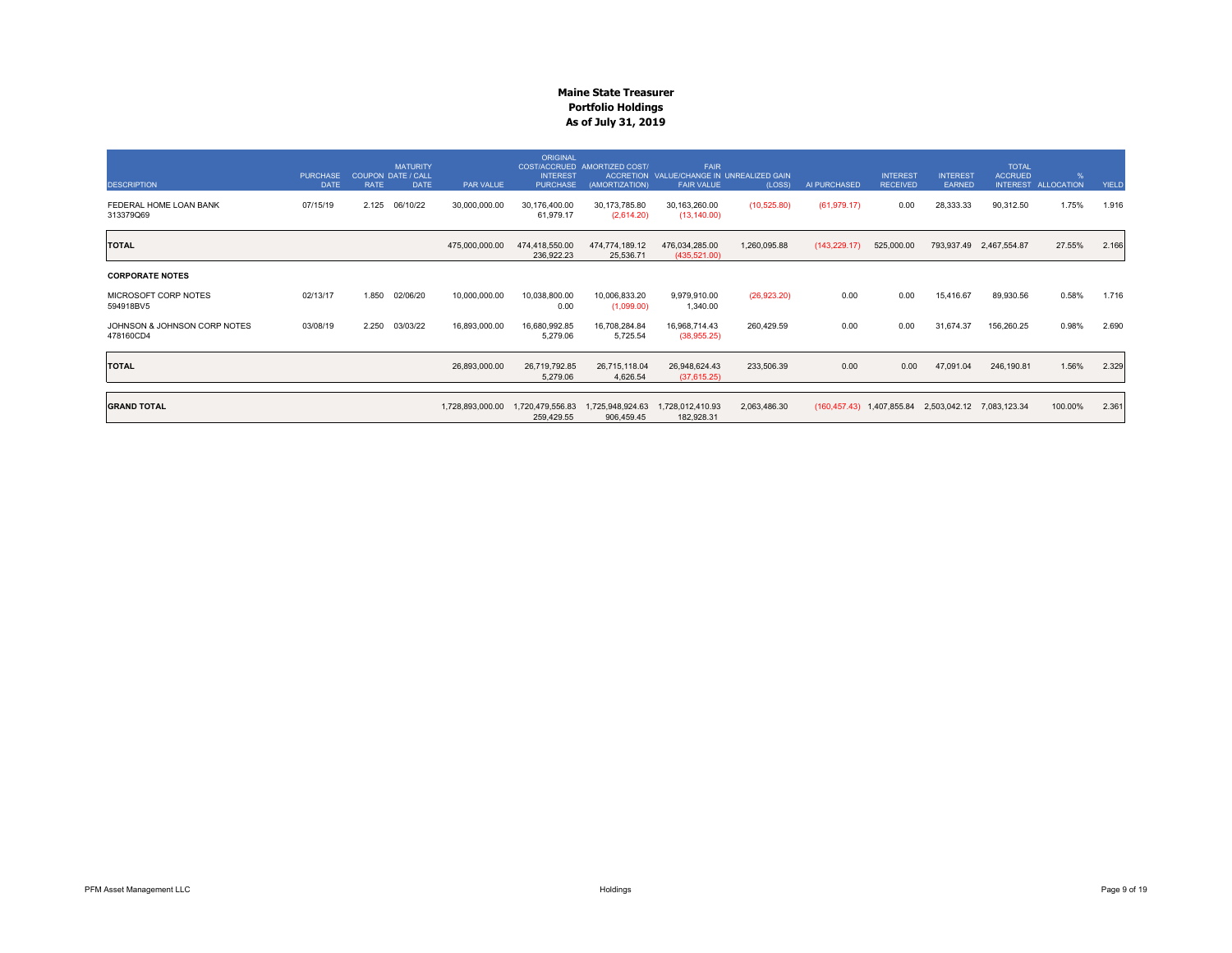# Maine State Treasurer
## Portfolio Holdings
### As of July 31, 2019

| DESCRIPTION | PURCHASE DATE | COUPON RATE | MATURITY DATE / CALL DATE | PAR VALUE | ORIGINAL COST/ACCRUED INTEREST PURCHASE | AMORTIZED COST/ ACCRETION (AMORTIZATION) | FAIR VALUE/CHANGE IN FAIR VALUE | UNREALIZED GAIN (LOSS) | AI PURCHASED | INTEREST RECEIVED | INTEREST EARNED | TOTAL ACCRUED INTEREST | % ALLOCATION | YIELD |
|---|---|---|---|---|---|---|---|---|---|---|---|---|---|---|
| FEDERAL HOME LOAN BANK 313379Q69 | 07/15/19 | 2.125 | 06/10/22 | 30,000,000.00 | 30,176,400.00<br>61,979.17 | 30,173,785.80<br>(2,614.20) | 30,163,260.00<br>(13,140.00) | (10,525.80) | (61,979.17) | 0.00 | 28,333.33 | 90,312.50 | 1.75% | 1.916 |
| **TOTAL** | | | | 475,000,000.00 | 474,418,550.00<br>236,922.23 | 474,774,189.12<br>25,536.71 | 476,034,285.00<br>(435,521.00) | 1,260,095.88 | (143,229.17) | 525,000.00 | 793,937.49 | 2,467,554.87 | 27.55% | 2.166 |
| **CORPORATE NOTES** | | | | | | | | | | | | | | |
| MICROSOFT CORP NOTES 594918BV5 | 02/13/17 | 1.850 | 02/06/20 | 10,000,000.00 | 10,038,800.00<br>0.00 | 10,006,833.20<br>(1,099.00) | 9,979,910.00<br>1,340.00 | (26,923.20) | 0.00 | 0.00 | 15,416.67 | 89,930.56 | 0.58% | 1.716 |
| JOHNSON & JOHNSON CORP NOTES 478160CD4 | 03/08/19 | 2.250 | 03/03/22 | 16,893,000.00 | 16,680,992.85<br>5,279.06 | 16,708,284.84<br>5,725.54 | 16,968,714.43<br>(38,955.25) | 260,429.59 | 0.00 | 0.00 | 31,674.37 | 156,260.25 | 0.98% | 2.690 |
| **TOTAL** | | | | 26,893,000.00 | 26,719,792.85<br>5,279.06 | 26,715,118.04<br>4,626.54 | 26,948,624.43<br>(37,615.25) | 233,506.39 | 0.00 | 0.00 | 47,091.04 | 246,190.81 | 1.56% | 2.329 |
| **GRAND TOTAL** | | | | 1,728,893,000.00 | 1,720,479,556.83<br>259,429.55 | 1,725,948,924.63<br>906,459.45 | 1,728,012,410.93<br>182,928.31 | 2,063,486.30 | (160,457.43) | 1,407,855.84 | 2,503,042.12 | 7,083,123.34 | 100.00% | 2.361 |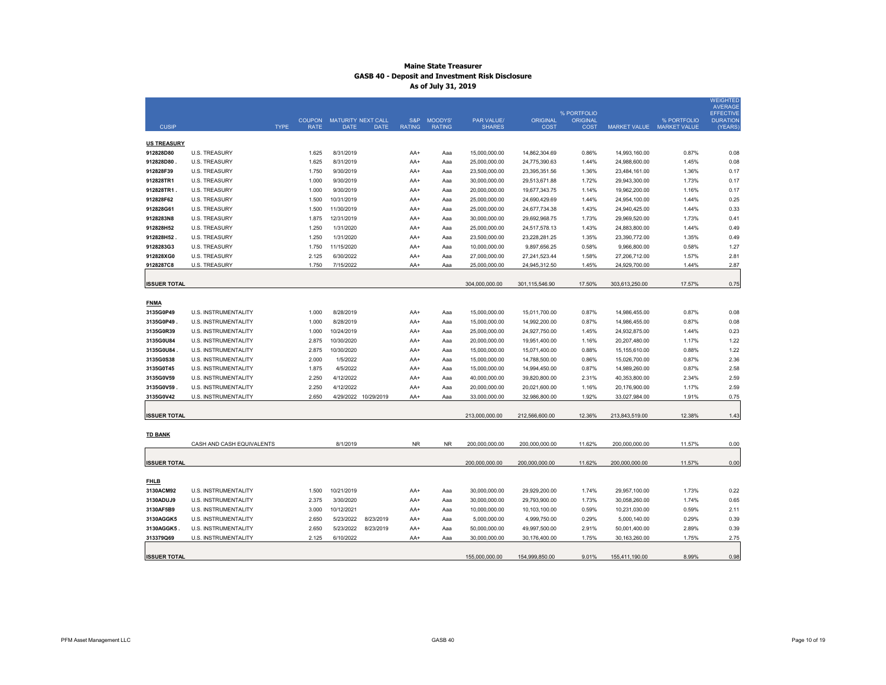# Maine State Treasurer
## GASB 40 - Deposit and Investment Risk Disclosure
### As of July 31, 2019

| CUSIP | TYPE | COUPON RATE | MATURITY DATE | NEXT CALL DATE | S&P RATING | MOODYS' RATING | PAR VALUE/ SHARES | ORIGINAL COST | % PORTFOLIO ORIGINAL COST | MARKET VALUE | % PORTFOLIO MARKET VALUE | WEIGHTED AVERAGE EFFECTIVE DURATION (YEARS) |
|---|---|---|---|---|---|---|---|---|---|---|---|---|
| **US TREASURY** | | | | | | | | | | | | |
| 912828D80 | U.S. TREASURY | 1.625 | 8/31/2019 | | AA+ | Aaa | 15,000,000.00 | 14,862,304.69 | 0.86% | 14,993,160.00 | 0.87% | 0.08 |
| 912828D80 . | U.S. TREASURY | 1.625 | 8/31/2019 | | AA+ | Aaa | 25,000,000.00 | 24,775,390.63 | 1.44% | 24,988,600.00 | 1.45% | 0.08 |
| 912828F39 | U.S. TREASURY | 1.750 | 9/30/2019 | | AA+ | Aaa | 23,500,000.00 | 23,395,351.56 | 1.36% | 23,484,161.00 | 1.36% | 0.17 |
| 912828TR1 | U.S. TREASURY | 1.000 | 9/30/2019 | | AA+ | Aaa | 30,000,000.00 | 29,513,671.88 | 1.72% | 29,943,300.00 | 1.73% | 0.17 |
| 912828TR1 . | U.S. TREASURY | 1.000 | 9/30/2019 | | AA+ | Aaa | 20,000,000.00 | 19,677,343.75 | 1.14% | 19,962,200.00 | 1.16% | 0.17 |
| 912828F62 | U.S. TREASURY | 1.500 | 10/31/2019 | | AA+ | Aaa | 25,000,000.00 | 24,690,429.69 | 1.44% | 24,954,100.00 | 1.44% | 0.25 |
| 912828G61 | U.S. TREASURY | 1.500 | 11/30/2019 | | AA+ | Aaa | 25,000,000.00 | 24,677,734.38 | 1.43% | 24,940,425.00 | 1.44% | 0.33 |
| 9128283N8 | U.S. TREASURY | 1.875 | 12/31/2019 | | AA+ | Aaa | 30,000,000.00 | 29,692,968.75 | 1.73% | 29,969,520.00 | 1.73% | 0.41 |
| 912828H52 | U.S. TREASURY | 1.250 | 1/31/2020 | | AA+ | Aaa | 25,000,000.00 | 24,517,578.13 | 1.43% | 24,883,800.00 | 1.44% | 0.49 |
| 912828H52 . | U.S. TREASURY | 1.250 | 1/31/2020 | | AA+ | Aaa | 23,500,000.00 | 23,228,281.25 | 1.35% | 23,390,772.00 | 1.35% | 0.49 |
| 9128283G3 | U.S. TREASURY | 1.750 | 11/15/2020 | | AA+ | Aaa | 10,000,000.00 | 9,897,656.25 | 0.58% | 9,966,800.00 | 0.58% | 1.27 |
| 912828XG0 | U.S. TREASURY | 2.125 | 6/30/2022 | | AA+ | Aaa | 27,000,000.00 | 27,241,523.44 | 1.58% | 27,206,712.00 | 1.57% | 2.81 |
| 9128287C8 | U.S. TREASURY | 1.750 | 7/15/2022 | | AA+ | Aaa | 25,000,000.00 | 24,945,312.50 | 1.45% | 24,929,700.00 | 1.44% | 2.87 |
| **ISSUER TOTAL** | | | | | | | 304,000,000.00 | 301,115,546.90 | 17.50% | 303,613,250.00 | 17.57% | 0.75 |
| **FNMA** | | | | | | | | | | | | |
| 3135G0P49 | U.S. INSTRUMENTALITY | 1.000 | 8/28/2019 | | AA+ | Aaa | 15,000,000.00 | 15,011,700.00 | 0.87% | 14,986,455.00 | 0.87% | 0.08 |
| 3135G0P49 . | U.S. INSTRUMENTALITY | 1.000 | 8/28/2019 | | AA+ | Aaa | 15,000,000.00 | 14,992,200.00 | 0.87% | 14,986,455.00 | 0.87% | 0.08 |
| 3135G0R39 | U.S. INSTRUMENTALITY | 1.000 | 10/24/2019 | | AA+ | Aaa | 25,000,000.00 | 24,927,750.00 | 1.45% | 24,932,875.00 | 1.44% | 0.23 |
| 3135G0U84 | U.S. INSTRUMENTALITY | 2.875 | 10/30/2020 | | AA+ | Aaa | 20,000,000.00 | 19,951,400.00 | 1.16% | 20,207,480.00 | 1.17% | 1.22 |
| 3135G0U84 . | U.S. INSTRUMENTALITY | 2.875 | 10/30/2020 | | AA+ | Aaa | 15,000,000.00 | 15,071,400.00 | 0.88% | 15,155,610.00 | 0.88% | 1.22 |
| 3135G0S38 | U.S. INSTRUMENTALITY | 2.000 | 1/5/2022 | | AA+ | Aaa | 15,000,000.00 | 14,788,500.00 | 0.86% | 15,026,700.00 | 0.87% | 2.36 |
| 3135G0T45 | U.S. INSTRUMENTALITY | 1.875 | 4/5/2022 | | AA+ | Aaa | 15,000,000.00 | 14,994,450.00 | 0.87% | 14,989,260.00 | 0.87% | 2.58 |
| 3135G0V59 | U.S. INSTRUMENTALITY | 2.250 | 4/12/2022 | | AA+ | Aaa | 40,000,000.00 | 39,820,800.00 | 2.31% | 40,353,800.00 | 2.34% | 2.59 |
| 3135G0V59 . | U.S. INSTRUMENTALITY | 2.250 | 4/12/2022 | | AA+ | Aaa | 20,000,000.00 | 20,021,600.00 | 1.16% | 20,176,900.00 | 1.17% | 2.59 |
| 3135G0V42 | U.S. INSTRUMENTALITY | 2.650 | 4/29/2022 | 10/29/2019 | AA+ | Aaa | 33,000,000.00 | 32,986,800.00 | 1.92% | 33,027,984.00 | 1.91% | 0.75 |
| **ISSUER TOTAL** | | | | | | | 213,000,000.00 | 212,566,600.00 | 12.36% | 213,843,519.00 | 12.38% | 1.43 |
| **TD BANK** | | | | | | | | | | | | |
| | CASH AND CASH EQUIVALENTS | | 8/1/2019 | | NR | NR | 200,000,000.00 | 200,000,000.00 | 11.62% | 200,000,000.00 | 11.57% | 0.00 |
| **ISSUER TOTAL** | | | | | | | 200,000,000.00 | 200,000,000.00 | 11.62% | 200,000,000.00 | 11.57% | 0.00 |
| **FHLB** | | | | | | | | | | | | |
| 3130ACM92 | U.S. INSTRUMENTALITY | 1.500 | 10/21/2019 | | AA+ | Aaa | 30,000,000.00 | 29,929,200.00 | 1.74% | 29,957,100.00 | 1.73% | 0.22 |
| 3130ADUJ9 | U.S. INSTRUMENTALITY | 2.375 | 3/30/2020 | | AA+ | Aaa | 30,000,000.00 | 29,793,900.00 | 1.73% | 30,058,260.00 | 1.74% | 0.65 |
| 3130AF5B9 | U.S. INSTRUMENTALITY | 3.000 | 10/12/2021 | | AA+ | Aaa | 10,000,000.00 | 10,103,100.00 | 0.59% | 10,231,030.00 | 0.59% | 2.11 |
| 3130AGGK5 | U.S. INSTRUMENTALITY | 2.650 | 5/23/2022 | 8/23/2019 | AA+ | Aaa | 5,000,000.00 | 4,999,750.00 | 0.29% | 5,000,140.00 | 0.29% | 0.39 |
| 3130AGGK5 . | U.S. INSTRUMENTALITY | 2.650 | 5/23/2022 | 8/23/2019 | AA+ | Aaa | 50,000,000.00 | 49,997,500.00 | 2.91% | 50,001,400.00 | 2.89% | 0.39 |
| 313379Q69 | U.S. INSTRUMENTALITY | 2.125 | 6/10/2022 | | AA+ | Aaa | 30,000,000.00 | 30,176,400.00 | 1.75% | 30,163,260.00 | 1.75% | 2.75 |
| **ISSUER TOTAL** | | | | | | | 155,000,000.00 | 154,999,850.00 | 9.01% | 155,411,190.00 | 8.99% | 0.98 |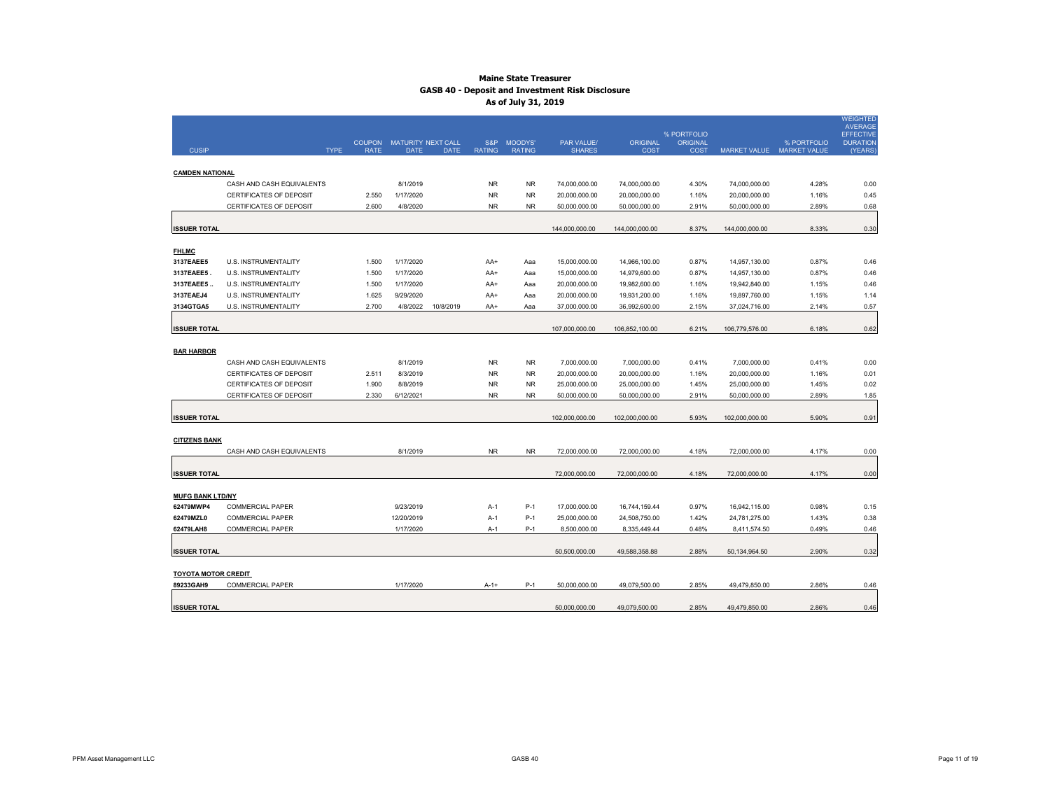# Maine State Treasurer
## GASB 40 - Deposit and Investment Risk Disclosure
### As of July 31, 2019

| CUSIP | TYPE | COUPON RATE | MATURITY DATE | NEXT CALL DATE | S&P RATING | MOODYS' RATING | PAR VALUE/ SHARES | ORIGINAL COST | % PORTFOLIO ORIGINAL COST | MARKET VALUE | % PORTFOLIO MARKET VALUE | WEIGHTED AVERAGE EFFECTIVE DURATION (YEARS) |
|---|---|---|---|---|---|---|---|---|---|---|---|---|
| **CAMDEN NATIONAL** | | | | | | | | | | | | |
| | CASH AND CASH EQUIVALENTS | | 8/1/2019 | | NR | NR | 74,000,000.00 | 74,000,000.00 | 4.30% | 74,000,000.00 | 4.28% | 0.00 |
| | CERTIFICATES OF DEPOSIT | 2.550 | 1/17/2020 | | NR | NR | 20,000,000.00 | 20,000,000.00 | 1.16% | 20,000,000.00 | 1.16% | 0.45 |
| | CERTIFICATES OF DEPOSIT | 2.600 | 4/8/2020 | | NR | NR | 50,000,000.00 | 50,000,000.00 | 2.91% | 50,000,000.00 | 2.89% | 0.68 |
| **ISSUER TOTAL** | | | | | | | 144,000,000.00 | 144,000,000.00 | 8.37% | 144,000,000.00 | 8.33% | 0.30 |
| **FHLMC** | | | | | | | | | | | | |
| 3137EAEE5 | U.S. INSTRUMENTALITY | 1.500 | 1/17/2020 | | AA+ | Aaa | 15,000,000.00 | 14,966,100.00 | 0.87% | 14,957,130.00 | 0.87% | 0.46 |
| 3137EAEE5 . | U.S. INSTRUMENTALITY | 1.500 | 1/17/2020 | | AA+ | Aaa | 15,000,000.00 | 14,979,600.00 | 0.87% | 14,957,130.00 | 0.87% | 0.46 |
| 3137EAEE5 .. | U.S. INSTRUMENTALITY | 1.500 | 1/17/2020 | | AA+ | Aaa | 20,000,000.00 | 19,982,600.00 | 1.16% | 19,942,840.00 | 1.15% | 0.46 |
| 3137EAEJ4 | U.S. INSTRUMENTALITY | 1.625 | 9/29/2020 | | AA+ | Aaa | 20,000,000.00 | 19,931,200.00 | 1.16% | 19,897,760.00 | 1.15% | 1.14 |
| 3134GTGA5 | U.S. INSTRUMENTALITY | 2.700 | 4/8/2022 | 10/8/2019 | AA+ | Aaa | 37,000,000.00 | 36,992,600.00 | 2.15% | 37,024,716.00 | 2.14% | 0.57 |
| **ISSUER TOTAL** | | | | | | | 107,000,000.00 | 106,852,100.00 | 6.21% | 106,779,576.00 | 6.18% | 0.62 |
| **BAR HARBOR** | | | | | | | | | | | | |
| | CASH AND CASH EQUIVALENTS | | 8/1/2019 | | NR | NR | 7,000,000.00 | 7,000,000.00 | 0.41% | 7,000,000.00 | 0.41% | 0.00 |
| | CERTIFICATES OF DEPOSIT | 2.511 | 8/3/2019 | | NR | NR | 20,000,000.00 | 20,000,000.00 | 1.16% | 20,000,000.00 | 1.16% | 0.01 |
| | CERTIFICATES OF DEPOSIT | 1.900 | 8/8/2019 | | NR | NR | 25,000,000.00 | 25,000,000.00 | 1.45% | 25,000,000.00 | 1.45% | 0.02 |
| | CERTIFICATES OF DEPOSIT | 2.330 | 6/12/2021 | | NR | NR | 50,000,000.00 | 50,000,000.00 | 2.91% | 50,000,000.00 | 2.89% | 1.85 |
| **ISSUER TOTAL** | | | | | | | 102,000,000.00 | 102,000,000.00 | 5.93% | 102,000,000.00 | 5.90% | 0.91 |
| **CITIZENS BANK** | | | | | | | | | | | | |
| | CASH AND CASH EQUIVALENTS | | 8/1/2019 | | NR | NR | 72,000,000.00 | 72,000,000.00 | 4.18% | 72,000,000.00 | 4.17% | 0.00 |
| **ISSUER TOTAL** | | | | | | | 72,000,000.00 | 72,000,000.00 | 4.18% | 72,000,000.00 | 4.17% | 0.00 |
| **MUFG BANK LTD/NY** | | | | | | | | | | | | |
| 62479MWP4 | COMMERCIAL PAPER | | 9/23/2019 | | A-1 | P-1 | 17,000,000.00 | 16,744,159.44 | 0.97% | 16,942,115.00 | 0.98% | 0.15 |
| 62479MZL0 | COMMERCIAL PAPER | | 12/20/2019 | | A-1 | P-1 | 25,000,000.00 | 24,508,750.00 | 1.42% | 24,781,275.00 | 1.43% | 0.38 |
| 62479LAH8 | COMMERCIAL PAPER | | 1/17/2020 | | A-1 | P-1 | 8,500,000.00 | 8,335,449.44 | 0.48% | 8,411,574.50 | 0.49% | 0.46 |
| **ISSUER TOTAL** | | | | | | | 50,500,000.00 | 49,588,358.88 | 2.88% | 50,134,964.50 | 2.90% | 0.32 |
| **TOYOTA MOTOR CREDIT** | | | | | | | | | | | | |
| 89233GAH9 | COMMERCIAL PAPER | | 1/17/2020 | | A-1+ | P-1 | 50,000,000.00 | 49,079,500.00 | 2.85% | 49,479,850.00 | 2.86% | 0.46 |
| **ISSUER TOTAL** | | | | | | | 50,000,000.00 | 49,079,500.00 | 2.85% | 49,479,850.00 | 2.86% | 0.46 |

PFM Asset Management LLC GASB 40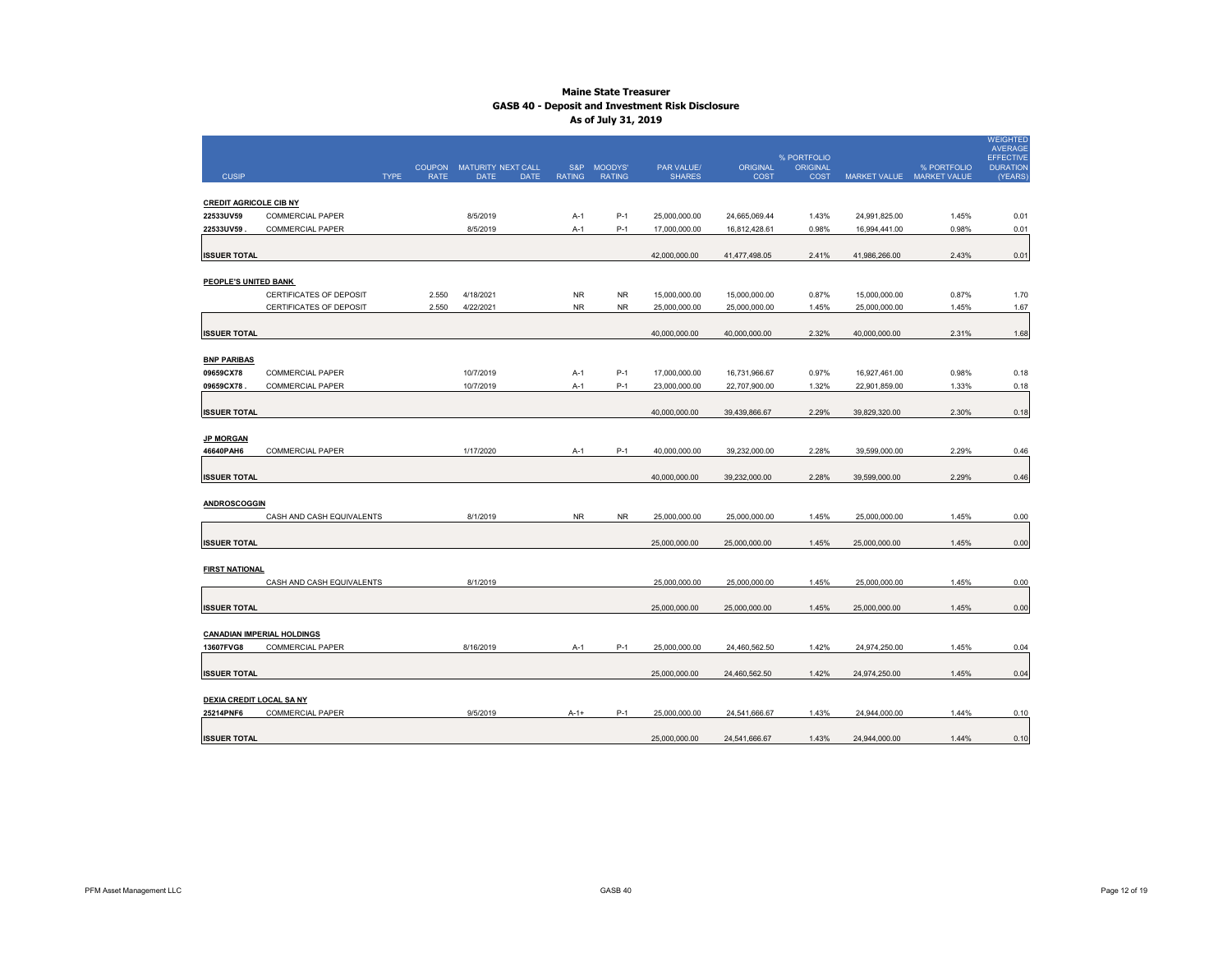# Maine State Treasurer
## GASB 40 - Deposit and Investment Risk Disclosure
### As of July 31, 2019

| CUSIP | TYPE | COUPON RATE | MATURITY DATE | NEXT CALL DATE | S&P RATING | MOODYS' RATING | PAR VALUE/ SHARES | ORIGINAL COST | % PORTFOLIO ORIGINAL COST | MARKET VALUE | % PORTFOLIO MARKET VALUE | WEIGHTED AVERAGE EFFECTIVE DURATION (YEARS) |
|---|---|---|---|---|---|---|---|---|---|---|---|---|
| **CREDIT AGRICOLE CIB NY** | | | | | | | | | | | | |
| 22533UV59 | COMMERCIAL PAPER | | 8/5/2019 | | A-1 | P-1 | 25,000,000.00 | 24,665,069.44 | 1.43% | 24,991,825.00 | 1.45% | 0.01 |
| 22533UV59 . | COMMERCIAL PAPER | | 8/5/2019 | | A-1 | P-1 | 17,000,000.00 | 16,812,428.61 | 0.98% | 16,994,441.00 | 0.98% | 0.01 |
| **ISSUER TOTAL** | | | | | | | 42,000,000.00 | 41,477,498.05 | 2.41% | 41,986,266.00 | 2.43% | 0.01 |
| **PEOPLE'S UNITED BANK** | | | | | | | | | | | | |
| | CERTIFICATES OF DEPOSIT | 2.550 | 4/18/2021 | | NR | NR | 15,000,000.00 | 15,000,000.00 | 0.87% | 15,000,000.00 | 0.87% | 1.70 |
| | CERTIFICATES OF DEPOSIT | 2.550 | 4/22/2021 | | NR | NR | 25,000,000.00 | 25,000,000.00 | 1.45% | 25,000,000.00 | 1.45% | 1.67 |
| **ISSUER TOTAL** | | | | | | | 40,000,000.00 | 40,000,000.00 | 2.32% | 40,000,000.00 | 2.31% | 1.68 |
| **BNP PARIBAS** | | | | | | | | | | | | |
| 09659CX78 | COMMERCIAL PAPER | | 10/7/2019 | | A-1 | P-1 | 17,000,000.00 | 16,731,966.67 | 0.97% | 16,927,461.00 | 0.98% | 0.18 |
| 09659CX78 . | COMMERCIAL PAPER | | 10/7/2019 | | A-1 | P-1 | 23,000,000.00 | 22,707,900.00 | 1.32% | 22,901,859.00 | 1.33% | 0.18 |
| **ISSUER TOTAL** | | | | | | | 40,000,000.00 | 39,439,866.67 | 2.29% | 39,829,320.00 | 2.30% | 0.18 |
| **JP MORGAN** | | | | | | | | | | | | |
| 46640PAH6 | COMMERCIAL PAPER | | 1/17/2020 | | A-1 | P-1 | 40,000,000.00 | 39,232,000.00 | 2.28% | 39,599,000.00 | 2.29% | 0.46 |
| **ISSUER TOTAL** | | | | | | | 40,000,000.00 | 39,232,000.00 | 2.28% | 39,599,000.00 | 2.29% | 0.46 |
| **ANDROSCOGGIN** | | | | | | | | | | | | |
| | CASH AND CASH EQUIVALENTS | | 8/1/2019 | | NR | NR | 25,000,000.00 | 25,000,000.00 | 1.45% | 25,000,000.00 | 1.45% | 0.00 |
| **ISSUER TOTAL** | | | | | | | 25,000,000.00 | 25,000,000.00 | 1.45% | 25,000,000.00 | 1.45% | 0.00 |
| **FIRST NATIONAL** | | | | | | | | | | | | |
| | CASH AND CASH EQUIVALENTS | | 8/1/2019 | | | | 25,000,000.00 | 25,000,000.00 | 1.45% | 25,000,000.00 | 1.45% | 0.00 |
| **ISSUER TOTAL** | | | | | | | 25,000,000.00 | 25,000,000.00 | 1.45% | 25,000,000.00 | 1.45% | 0.00 |
| **CANADIAN IMPERIAL HOLDINGS** | | | | | | | | | | | | |
| 13607FVG8 | COMMERCIAL PAPER | | 8/16/2019 | | A-1 | P-1 | 25,000,000.00 | 24,460,562.50 | 1.42% | 24,974,250.00 | 1.45% | 0.04 |
| **ISSUER TOTAL** | | | | | | | 25,000,000.00 | 24,460,562.50 | 1.42% | 24,974,250.00 | 1.45% | 0.04 |
| **DEXIA CREDIT LOCAL SA NY** | | | | | | | | | | | | |
| 25214PNF6 | COMMERCIAL PAPER | | 9/5/2019 | | A-1+ | P-1 | 25,000,000.00 | 24,541,666.67 | 1.43% | 24,944,000.00 | 1.44% | 0.10 |
| **ISSUER TOTAL** | | | | | | | 25,000,000.00 | 24,541,666.67 | 1.43% | 24,944,000.00 | 1.44% | 0.10 |

PFM Asset Management LLC

GASB 40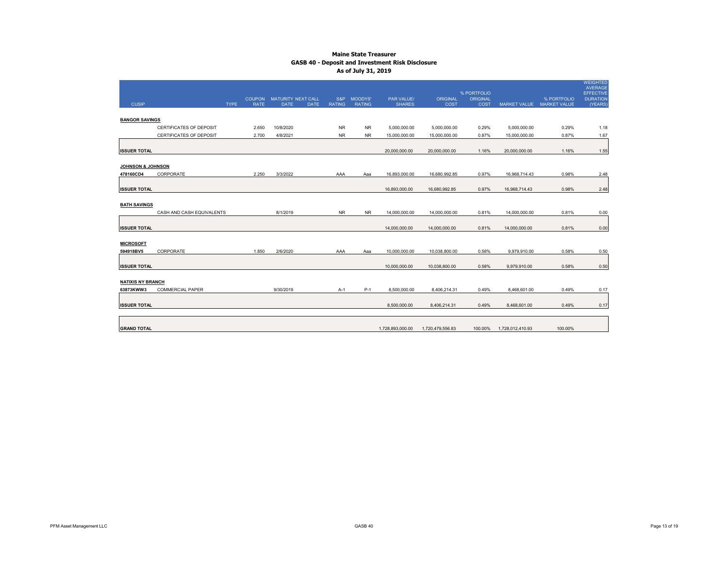# Maine State Treasurer
## GASB 40 - Deposit and Investment Risk Disclosure
### As of July 31, 2019

| CUSIP | TYPE | COUPON RATE | MATURITY DATE | NEXT CALL DATE | S&P RATING | MOODYS' RATING | PAR VALUE/ SHARES | ORIGINAL COST | % PORTFOLIO ORIGINAL COST | MARKET VALUE | % PORTFOLIO MARKET VALUE | WEIGHTED AVERAGE EFFECTIVE DURATION (YEARS) |
|---|---|---|---|---|---|---|---|---|---|---|---|---|
| **BANGOR SAVINGS** | | | | | | | | | | | | |
| | CERTIFICATES OF DEPOSIT | 2.650 | 10/8/2020 | | NR | NR | 5,000,000.00 | 5,000,000.00 | 0.29% | 5,000,000.00 | 0.29% | 1.18 |
| | CERTIFICATES OF DEPOSIT | 2.700 | 4/8/2021 | | NR | NR | 15,000,000.00 | 15,000,000.00 | 0.87% | 15,000,000.00 | 0.87% | 1.67 |
| **ISSUER TOTAL** | | | | | | | 20,000,000.00 | 20,000,000.00 | 1.16% | 20,000,000.00 | 1.16% | 1.55 |
| **JOHNSON & JOHNSON** | | | | | | | | | | | | |
| 478160CD4 | CORPORATE | 2.250 | 3/3/2022 | | AAA | Aaa | 16,893,000.00 | 16,680,992.85 | 0.97% | 16,968,714.43 | 0.98% | 2.48 |
| **ISSUER TOTAL** | | | | | | | 16,893,000.00 | 16,680,992.85 | 0.97% | 16,968,714.43 | 0.98% | 2.48 |
| **BATH SAVINGS** | | | | | | | | | | | | |
| | CASH AND CASH EQUIVALENTS | | 8/1/2019 | | NR | NR | 14,000,000.00 | 14,000,000.00 | 0.81% | 14,000,000.00 | 0.81% | 0.00 |
| **ISSUER TOTAL** | | | | | | | 14,000,000.00 | 14,000,000.00 | 0.81% | 14,000,000.00 | 0.81% | 0.00 |
| **MICROSOFT** | | | | | | | | | | | | |
| 594918BV5 | CORPORATE | 1.850 | 2/6/2020 | | AAA | Aaa | 10,000,000.00 | 10,038,800.00 | 0.58% | 9,979,910.00 | 0.58% | 0.50 |
| **ISSUER TOTAL** | | | | | | | 10,000,000.00 | 10,038,800.00 | 0.58% | 9,979,910.00 | 0.58% | 0.50 |
| **NATIXIS NY BRANCH** | | | | | | | | | | | | |
| 63873KWW3 | COMMERCIAL PAPER | | 9/30/2019 | | A-1 | P-1 | 8,500,000.00 | 8,406,214.31 | 0.49% | 8,468,601.00 | 0.49% | 0.17 |
| **ISSUER TOTAL** | | | | | | | 8,500,000.00 | 8,406,214.31 | 0.49% | 8,468,601.00 | 0.49% | 0.17 |
| **GRAND TOTAL** | | | | | | | 1,728,893,000.00 | 1,720,479,556.83 | 100.00% | 1,728,012,410.93 | 100.00% | |

PFM Asset Management LLC GASB 40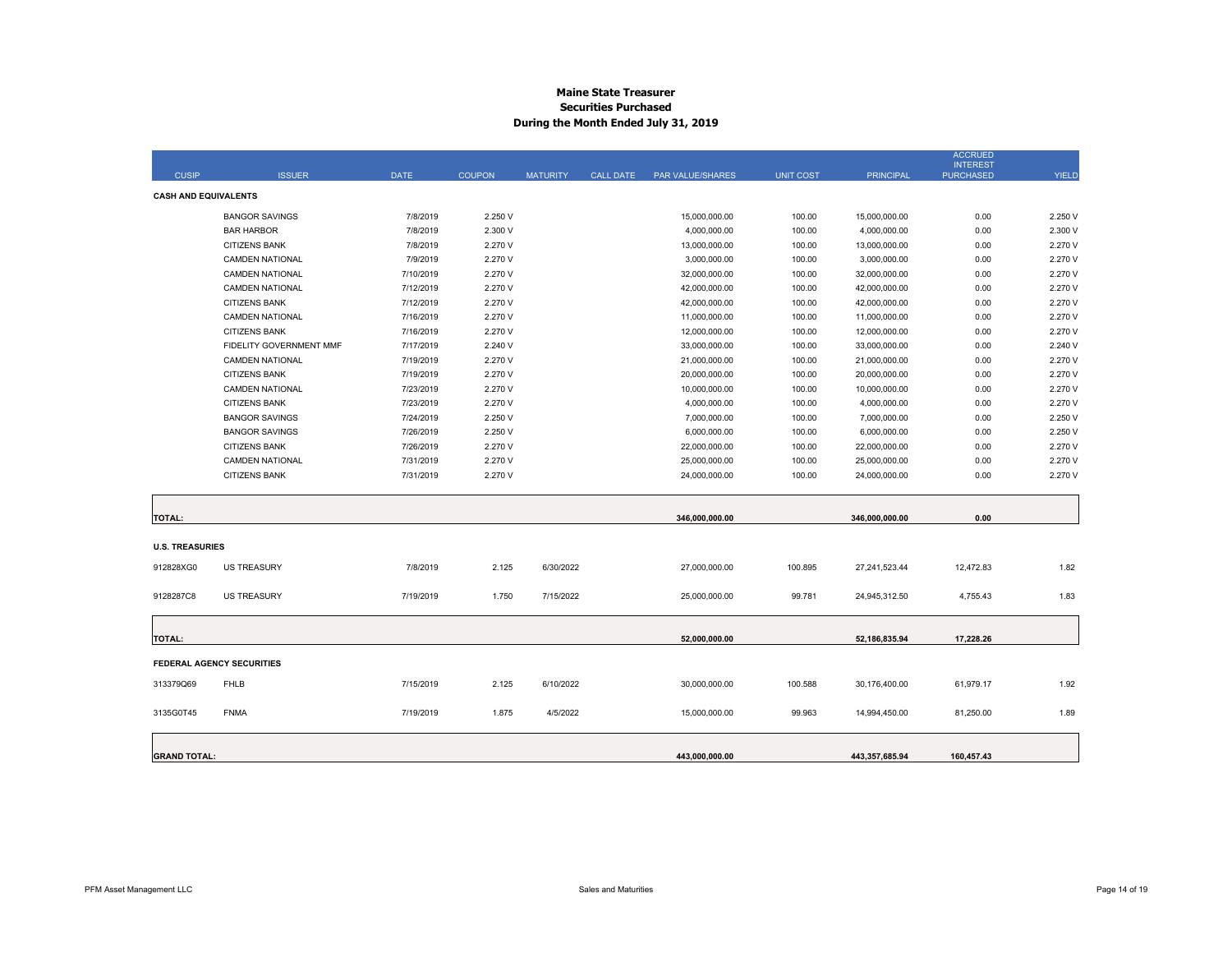# Maine State Treasurer
## Securities Purchased
### During the Month Ended July 31, 2019

| CUSIP | ISSUER | DATE | COUPON | MATURITY | CALL DATE | PAR VALUE/SHARES | UNIT COST | PRINCIPAL | ACCRUED INTEREST PURCHASED | YIELD |
|---|---|---|---|---|---|---|---|---|---|---|
| **CASH AND EQUIVALENTS** | | | | | | | | | | |
| | BANGOR SAVINGS | 7/8/2019 | 2.250 V | | | 15,000,000.00 | 100.00 | 15,000,000.00 | 0.00 | 2.250 V |
| | BAR HARBOR | 7/8/2019 | 2.300 V | | | 4,000,000.00 | 100.00 | 4,000,000.00 | 0.00 | 2.300 V |
| | CITIZENS BANK | 7/8/2019 | 2.270 V | | | 13,000,000.00 | 100.00 | 13,000,000.00 | 0.00 | 2.270 V |
| | CAMDEN NATIONAL | 7/9/2019 | 2.270 V | | | 3,000,000.00 | 100.00 | 3,000,000.00 | 0.00 | 2.270 V |
| | CAMDEN NATIONAL | 7/10/2019 | 2.270 V | | | 32,000,000.00 | 100.00 | 32,000,000.00 | 0.00 | 2.270 V |
| | CAMDEN NATIONAL | 7/12/2019 | 2.270 V | | | 42,000,000.00 | 100.00 | 42,000,000.00 | 0.00 | 2.270 V |
| | CITIZENS BANK | 7/12/2019 | 2.270 V | | | 42,000,000.00 | 100.00 | 42,000,000.00 | 0.00 | 2.270 V |
| | CAMDEN NATIONAL | 7/16/2019 | 2.270 V | | | 11,000,000.00 | 100.00 | 11,000,000.00 | 0.00 | 2.270 V |
| | CITIZENS BANK | 7/16/2019 | 2.270 V | | | 12,000,000.00 | 100.00 | 12,000,000.00 | 0.00 | 2.270 V |
| | FIDELITY GOVERNMENT MMF | 7/17/2019 | 2.240 V | | | 33,000,000.00 | 100.00 | 33,000,000.00 | 0.00 | 2.240 V |
| | CAMDEN NATIONAL | 7/19/2019 | 2.270 V | | | 21,000,000.00 | 100.00 | 21,000,000.00 | 0.00 | 2.270 V |
| | CITIZENS BANK | 7/19/2019 | 2.270 V | | | 20,000,000.00 | 100.00 | 20,000,000.00 | 0.00 | 2.270 V |
| | CAMDEN NATIONAL | 7/23/2019 | 2.270 V | | | 10,000,000.00 | 100.00 | 10,000,000.00 | 0.00 | 2.270 V |
| | CITIZENS BANK | 7/23/2019 | 2.270 V | | | 4,000,000.00 | 100.00 | 4,000,000.00 | 0.00 | 2.270 V |
| | BANGOR SAVINGS | 7/24/2019 | 2.250 V | | | 7,000,000.00 | 100.00 | 7,000,000.00 | 0.00 | 2.250 V |
| | BANGOR SAVINGS | 7/26/2019 | 2.250 V | | | 6,000,000.00 | 100.00 | 6,000,000.00 | 0.00 | 2.250 V |
| | CITIZENS BANK | 7/26/2019 | 2.270 V | | | 22,000,000.00 | 100.00 | 22,000,000.00 | 0.00 | 2.270 V |
| | CAMDEN NATIONAL | 7/31/2019 | 2.270 V | | | 25,000,000.00 | 100.00 | 25,000,000.00 | 0.00 | 2.270 V |
| | CITIZENS BANK | 7/31/2019 | 2.270 V | | | 24,000,000.00 | 100.00 | 24,000,000.00 | 0.00 | 2.270 V |
| **TOTAL:** | | | | | | **346,000,000.00** | | **346,000,000.00** | **0.00** | |
| **U.S. TREASURIES** | | | | | | | | | | |
| 912828XG0 | US TREASURY | 7/8/2019 | 2.125 | 6/30/2022 | | 27,000,000.00 | 100.895 | 27,241,523.44 | 12,472.83 | 1.82 |
| 9128287C8 | US TREASURY | 7/19/2019 | 1.750 | 7/15/2022 | | 25,000,000.00 | 99.781 | 24,945,312.50 | 4,755.43 | 1.83 |
| **TOTAL:** | | | | | | **52,000,000.00** | | **52,186,835.94** | **17,228.26** | |
| **FEDERAL AGENCY SECURITIES** | | | | | | | | | | |
| 313379Q69 | FHLB | 7/15/2019 | 2.125 | 6/10/2022 | | 30,000,000.00 | 100.588 | 30,176,400.00 | 61,979.17 | 1.92 |
| 3135G0T45 | FNMA | 7/19/2019 | 1.875 | 4/5/2022 | | 15,000,000.00 | 99.963 | 14,994,450.00 | 81,250.00 | 1.89 |
| **GRAND TOTAL:** | | | | | | **443,000,000.00** | | **443,357,685.94** | **160,457.43** | |

PFM Asset Management LLC

Sales and Maturities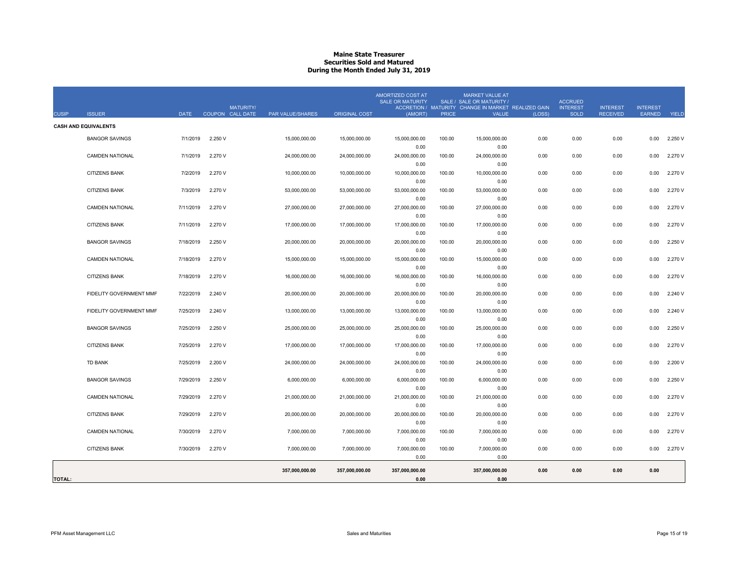# Maine State Treasurer
## Securities Sold and Matured
## During the Month Ended July 31, 2019

| CUSIP | ISSUER | DATE | COUPON | MATURITY/ CALL DATE | PAR VALUE/SHARES | ORIGINAL COST | AMORTIZED COST AT SALE OR MATURITY ACCRETION / (AMORT) | SALE / MATURITY PRICE | MARKET VALUE AT SALE OR MATURITY / CHANGE IN MARKET VALUE | REALIZED GAIN (LOSS) | ACCRUED INTEREST SOLD | INTEREST RECEIVED | INTEREST EARNED | YIELD |
|---|---|---|---|---|---|---|---|---|---|---|---|---|---|---|
| **CASH AND EQUIVALENTS** | | | | | | | | | | | | | | |
| | BANGOR SAVINGS | 7/1/2019 | 2.250 V | | 15,000,000.00 | 15,000,000.00 | 15,000,000.00<br>0.00 | 100.00 | 15,000,000.00<br>0.00 | 0.00 | 0.00 | 0.00 | 0.00 | 2.250 V |
| | CAMDEN NATIONAL | 7/1/2019 | 2.270 V | | 24,000,000.00 | 24,000,000.00 | 24,000,000.00<br>0.00 | 100.00 | 24,000,000.00<br>0.00 | 0.00 | 0.00 | 0.00 | 0.00 | 2.270 V |
| | CITIZENS BANK | 7/2/2019 | 2.270 V | | 10,000,000.00 | 10,000,000.00 | 10,000,000.00<br>0.00 | 100.00 | 10,000,000.00<br>0.00 | 0.00 | 0.00 | 0.00 | 0.00 | 2.270 V |
| | CITIZENS BANK | 7/3/2019 | 2.270 V | | 53,000,000.00 | 53,000,000.00 | 53,000,000.00<br>0.00 | 100.00 | 53,000,000.00<br>0.00 | 0.00 | 0.00 | 0.00 | 0.00 | 2.270 V |
| | CAMDEN NATIONAL | 7/11/2019 | 2.270 V | | 27,000,000.00 | 27,000,000.00 | 27,000,000.00<br>0.00 | 100.00 | 27,000,000.00<br>0.00 | 0.00 | 0.00 | 0.00 | 0.00 | 2.270 V |
| | CITIZENS BANK | 7/11/2019 | 2.270 V | | 17,000,000.00 | 17,000,000.00 | 17,000,000.00<br>0.00 | 100.00 | 17,000,000.00<br>0.00 | 0.00 | 0.00 | 0.00 | 0.00 | 2.270 V |
| | BANGOR SAVINGS | 7/18/2019 | 2.250 V | | 20,000,000.00 | 20,000,000.00 | 20,000,000.00<br>0.00 | 100.00 | 20,000,000.00<br>0.00 | 0.00 | 0.00 | 0.00 | 0.00 | 2.250 V |
| | CAMDEN NATIONAL | 7/18/2019 | 2.270 V | | 15,000,000.00 | 15,000,000.00 | 15,000,000.00<br>0.00 | 100.00 | 15,000,000.00<br>0.00 | 0.00 | 0.00 | 0.00 | 0.00 | 2.270 V |
| | CITIZENS BANK | 7/18/2019 | 2.270 V | | 16,000,000.00 | 16,000,000.00 | 16,000,000.00<br>0.00 | 100.00 | 16,000,000.00<br>0.00 | 0.00 | 0.00 | 0.00 | 0.00 | 2.270 V |
| | FIDELITY GOVERNMENT MMF | 7/22/2019 | 2.240 V | | 20,000,000.00 | 20,000,000.00 | 20,000,000.00<br>0.00 | 100.00 | 20,000,000.00<br>0.00 | 0.00 | 0.00 | 0.00 | 0.00 | 2.240 V |
| | FIDELITY GOVERNMENT MMF | 7/25/2019 | 2.240 V | | 13,000,000.00 | 13,000,000.00 | 13,000,000.00<br>0.00 | 100.00 | 13,000,000.00<br>0.00 | 0.00 | 0.00 | 0.00 | 0.00 | 2.240 V |
| | BANGOR SAVINGS | 7/25/2019 | 2.250 V | | 25,000,000.00 | 25,000,000.00 | 25,000,000.00<br>0.00 | 100.00 | 25,000,000.00<br>0.00 | 0.00 | 0.00 | 0.00 | 0.00 | 2.250 V |
| | CITIZENS BANK | 7/25/2019 | 2.270 V | | 17,000,000.00 | 17,000,000.00 | 17,000,000.00<br>0.00 | 100.00 | 17,000,000.00<br>0.00 | 0.00 | 0.00 | 0.00 | 0.00 | 2.270 V |
| | TD BANK | 7/25/2019 | 2.200 V | | 24,000,000.00 | 24,000,000.00 | 24,000,000.00<br>0.00 | 100.00 | 24,000,000.00<br>0.00 | 0.00 | 0.00 | 0.00 | 0.00 | 2.200 V |
| | BANGOR SAVINGS | 7/29/2019 | 2.250 V | | 6,000,000.00 | 6,000,000.00 | 6,000,000.00<br>0.00 | 100.00 | 6,000,000.00<br>0.00 | 0.00 | 0.00 | 0.00 | 0.00 | 2.250 V |
| | CAMDEN NATIONAL | 7/29/2019 | 2.270 V | | 21,000,000.00 | 21,000,000.00 | 21,000,000.00<br>0.00 | 100.00 | 21,000,000.00<br>0.00 | 0.00 | 0.00 | 0.00 | 0.00 | 2.270 V |
| | CITIZENS BANK | 7/29/2019 | 2.270 V | | 20,000,000.00 | 20,000,000.00 | 20,000,000.00<br>0.00 | 100.00 | 20,000,000.00<br>0.00 | 0.00 | 0.00 | 0.00 | 0.00 | 2.270 V |
| | CAMDEN NATIONAL | 7/30/2019 | 2.270 V | | 7,000,000.00 | 7,000,000.00 | 7,000,000.00<br>0.00 | 100.00 | 7,000,000.00<br>0.00 | 0.00 | 0.00 | 0.00 | 0.00 | 2.270 V |
| | CITIZENS BANK | 7/30/2019 | 2.270 V | | 7,000,000.00 | 7,000,000.00 | 7,000,000.00<br>0.00 | 100.00 | 7,000,000.00<br>0.00 | 0.00 | 0.00 | 0.00 | 0.00 | 2.270 V |
| **TOTAL:** | | | | | **357,000,000.00** | **357,000,000.00** | **357,000,000.00**<br>**0.00** | | **357,000,000.00**<br>**0.00** | **0.00** | **0.00** | **0.00** | **0.00** | |

PFM Asset Management LLC — Sales and Maturities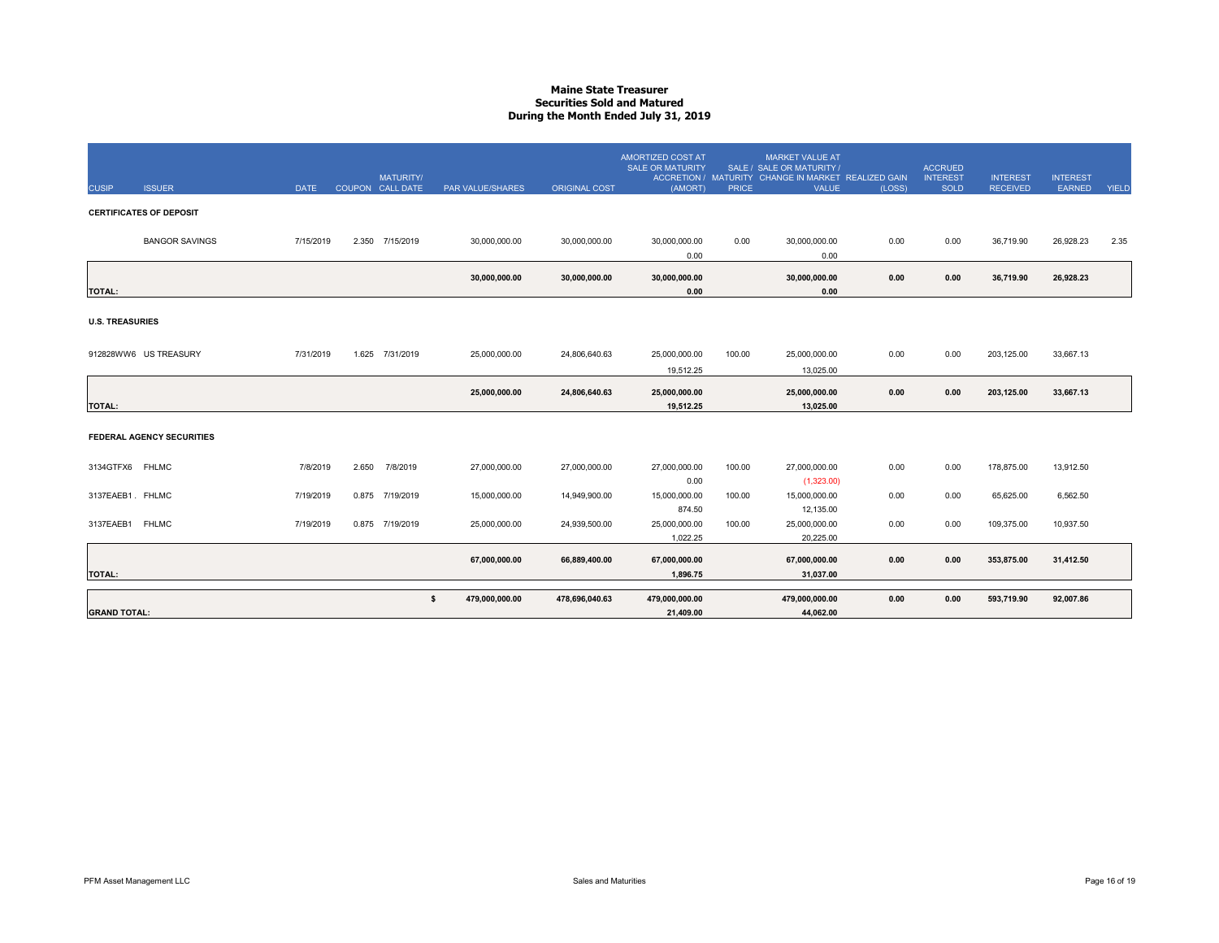# Maine State Treasurer
## Securities Sold and Matured
## During the Month Ended July 31, 2019

| CUSIP | ISSUER | DATE | COUPON | MATURITY/ CALL DATE | PAR VALUE/SHARES | ORIGINAL COST | AMORTIZED COST AT SALE OR MATURITY ACCRETION / (AMORT) | SALE / MATURITY PRICE | MARKET VALUE AT SALE OR MATURITY / CHANGE IN MARKET VALUE | REALIZED GAIN (LOSS) | ACCRUED INTEREST SOLD | INTEREST RECEIVED | INTEREST EARNED | YIELD |
|---|---|---|---|---|---|---|---|---|---|---|---|---|---|---|
| **CERTIFICATES OF DEPOSIT** | | | | | | | | | | | | | | |
| | BANGOR SAVINGS | 7/15/2019 | 2.350 | 7/15/2019 | 30,000,000.00 | 30,000,000.00 | 30,000,000.00 | 0.00 | 30,000,000.00 | 0.00 | 0.00 | 36,719.90 | 26,928.23 | 2.35 |
| | | | | | | | 0.00 | | 0.00 | | | | | |
| **TOTAL:** | | | | | **30,000,000.00** | **30,000,000.00** | **30,000,000.00** | | **30,000,000.00** | **0.00** | **0.00** | **36,719.90** | **26,928.23** | |
| | | | | | | | **0.00** | | **0.00** | | | | | |
| **U.S. TREASURIES** | | | | | | | | | | | | | | |
| 912828WW6 | US TREASURY | 7/31/2019 | 1.625 | 7/31/2019 | 25,000,000.00 | 24,806,640.63 | 25,000,000.00 | 100.00 | 25,000,000.00 | 0.00 | 0.00 | 203,125.00 | 33,667.13 | |
| | | | | | | | 19,512.25 | | 13,025.00 | | | | | |
| **TOTAL:** | | | | | **25,000,000.00** | **24,806,640.63** | **25,000,000.00** | | **25,000,000.00** | **0.00** | **0.00** | **203,125.00** | **33,667.13** | |
| | | | | | | | **19,512.25** | | **13,025.00** | | | | | |
| **FEDERAL AGENCY SECURITIES** | | | | | | | | | | | | | | |
| 3134GTFX6 | FHLMC | 7/8/2019 | 2.650 | 7/8/2019 | 27,000,000.00 | 27,000,000.00 | 27,000,000.00 | 100.00 | 27,000,000.00 | 0.00 | 0.00 | 178,875.00 | 13,912.50 | |
| | | | | | | | 0.00 | | (1,323.00) | | | | | |
| 3137EAEB1 . | FHLMC | 7/19/2019 | 0.875 | 7/19/2019 | 15,000,000.00 | 14,949,900.00 | 15,000,000.00 | 100.00 | 15,000,000.00 | 0.00 | 0.00 | 65,625.00 | 6,562.50 | |
| | | | | | | | 874.50 | | 12,135.00 | | | | | |
| 3137EAEB1 | FHLMC | 7/19/2019 | 0.875 | 7/19/2019 | 25,000,000.00 | 24,939,500.00 | 25,000,000.00 | 100.00 | 25,000,000.00 | 0.00 | 0.00 | 109,375.00 | 10,937.50 | |
| | | | | | | | 1,022.25 | | 20,225.00 | | | | | |
| **TOTAL:** | | | | | **67,000,000.00** | **66,889,400.00** | **67,000,000.00** | | **67,000,000.00** | **0.00** | **0.00** | **353,875.00** | **31,412.50** | |
| | | | | | | | **1,896.75** | | **31,037.00** | | | | | |
| **GRAND TOTAL:** | | | | | **$ 479,000,000.00** | **478,696,040.63** | **479,000,000.00** | | **479,000,000.00** | **0.00** | **0.00** | **593,719.90** | **92,007.86** | |
| | | | | | | | **21,409.00** | | **44,062.00** | | | | | |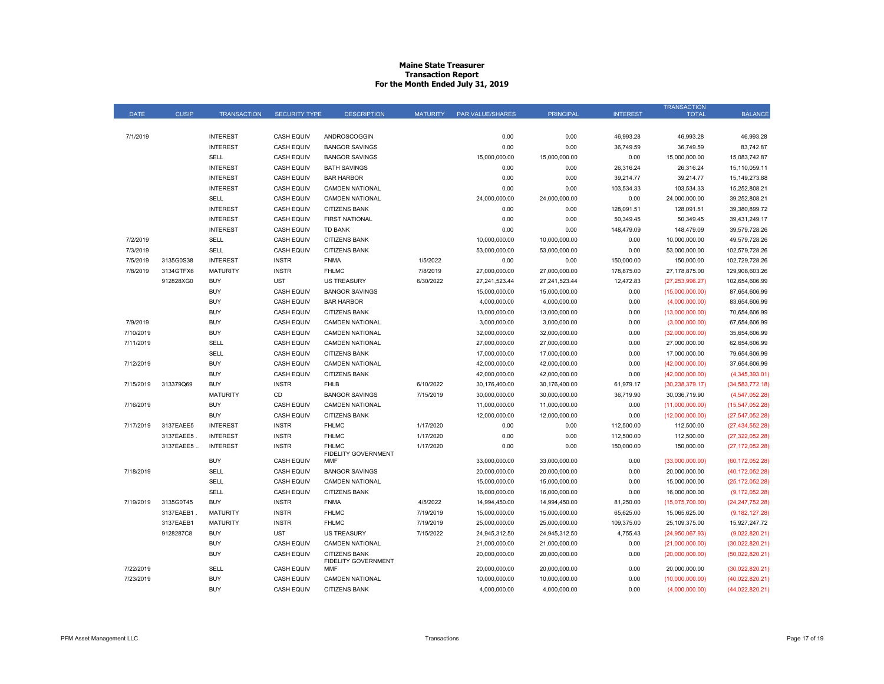# Maine State Treasurer
## Transaction Report
### For the Month Ended July 31, 2019

| DATE | CUSIP | TRANSACTION | SECURITY TYPE | DESCRIPTION | MATURITY | PAR VALUE/SHARES | PRINCIPAL | INTEREST | TRANSACTION TOTAL | BALANCE |
|---|---|---|---|---|---|---|---|---|---|---|
| 7/1/2019 | | INTEREST | CASH EQUIV | ANDROSCOGGIN | | 0.00 | 0.00 | 46,993.28 | 46,993.28 | 46,993.28 |
| | | INTEREST | CASH EQUIV | BANGOR SAVINGS | | 0.00 | 0.00 | 36,749.59 | 36,749.59 | 83,742.87 |
| | | SELL | CASH EQUIV | BANGOR SAVINGS | | 15,000,000.00 | 15,000,000.00 | 0.00 | 15,000,000.00 | 15,083,742.87 |
| | | INTEREST | CASH EQUIV | BATH SAVINGS | | 0.00 | 0.00 | 26,316.24 | 26,316.24 | 15,110,059.11 |
| | | INTEREST | CASH EQUIV | BAR HARBOR | | 0.00 | 0.00 | 39,214.77 | 39,214.77 | 15,149,273.88 |
| | | INTEREST | CASH EQUIV | CAMDEN NATIONAL | | 0.00 | 0.00 | 103,534.33 | 103,534.33 | 15,252,808.21 |
| | | SELL | CASH EQUIV | CAMDEN NATIONAL | | 24,000,000.00 | 24,000,000.00 | 0.00 | 24,000,000.00 | 39,252,808.21 |
| | | INTEREST | CASH EQUIV | CITIZENS BANK | | 0.00 | 0.00 | 128,091.51 | 128,091.51 | 39,380,899.72 |
| | | INTEREST | CASH EQUIV | FIRST NATIONAL | | 0.00 | 0.00 | 50,349.45 | 50,349.45 | 39,431,249.17 |
| | | INTEREST | CASH EQUIV | TD BANK | | 0.00 | 0.00 | 148,479.09 | 148,479.09 | 39,579,728.26 |
| 7/2/2019 | | SELL | CASH EQUIV | CITIZENS BANK | | 10,000,000.00 | 10,000,000.00 | 0.00 | 10,000,000.00 | 49,579,728.26 |
| 7/3/2019 | | SELL | CASH EQUIV | CITIZENS BANK | | 53,000,000.00 | 53,000,000.00 | 0.00 | 53,000,000.00 | 102,579,728.26 |
| 7/5/2019 | 3135G0S38 | INTEREST | INSTR | FNMA | 1/5/2022 | 0.00 | 0.00 | 150,000.00 | 150,000.00 | 102,729,728.26 |
| 7/8/2019 | 3134GTFX6 | MATURITY | INSTR | FHLMC | 7/8/2019 | 27,000,000.00 | 27,000,000.00 | 178,875.00 | 27,178,875.00 | 129,908,603.26 |
| | 912828XG0 | BUY | UST | US TREASURY | 6/30/2022 | 27,241,523.44 | 27,241,523.44 | 12,472.83 | (27,253,996.27) | 102,654,606.99 |
| | | BUY | CASH EQUIV | BANGOR SAVINGS | | 15,000,000.00 | 15,000,000.00 | 0.00 | (15,000,000.00) | 87,654,606.99 |
| | | BUY | CASH EQUIV | BAR HARBOR | | 4,000,000.00 | 4,000,000.00 | 0.00 | (4,000,000.00) | 83,654,606.99 |
| | | BUY | CASH EQUIV | CITIZENS BANK | | 13,000,000.00 | 13,000,000.00 | 0.00 | (13,000,000.00) | 70,654,606.99 |
| 7/9/2019 | | BUY | CASH EQUIV | CAMDEN NATIONAL | | 3,000,000.00 | 3,000,000.00 | 0.00 | (3,000,000.00) | 67,654,606.99 |
| 7/10/2019 | | BUY | CASH EQUIV | CAMDEN NATIONAL | | 32,000,000.00 | 32,000,000.00 | 0.00 | (32,000,000.00) | 35,654,606.99 |
| 7/11/2019 | | SELL | CASH EQUIV | CAMDEN NATIONAL | | 27,000,000.00 | 27,000,000.00 | 0.00 | 27,000,000.00 | 62,654,606.99 |
| | | SELL | CASH EQUIV | CITIZENS BANK | | 17,000,000.00 | 17,000,000.00 | 0.00 | 17,000,000.00 | 79,654,606.99 |
| 7/12/2019 | | BUY | CASH EQUIV | CAMDEN NATIONAL | | 42,000,000.00 | 42,000,000.00 | 0.00 | (42,000,000.00) | 37,654,606.99 |
| | | BUY | CASH EQUIV | CITIZENS BANK | | 42,000,000.00 | 42,000,000.00 | 0.00 | (42,000,000.00) | (4,345,393.01) |
| 7/15/2019 | 313379Q69 | BUY | INSTR | FHLB | 6/10/2022 | 30,176,400.00 | 30,176,400.00 | 61,979.17 | (30,238,379.17) | (34,583,772.18) |
| | | MATURITY | CD | BANGOR SAVINGS | 7/15/2019 | 30,000,000.00 | 30,000,000.00 | 36,719.90 | 30,036,719.90 | (4,547,052.28) |
| 7/16/2019 | | BUY | CASH EQUIV | CAMDEN NATIONAL | | 11,000,000.00 | 11,000,000.00 | 0.00 | (11,000,000.00) | (15,547,052.28) |
| | | BUY | CASH EQUIV | CITIZENS BANK | | 12,000,000.00 | 12,000,000.00 | 0.00 | (12,000,000.00) | (27,547,052.28) |
| 7/17/2019 | 3137EAEE5 | INTEREST | INSTR | FHLMC | 1/17/2020 | 0.00 | 0.00 | 112,500.00 | 112,500.00 | (27,434,552.28) |
| | 3137EAEE5 . | INTEREST | INSTR | FHLMC | 1/17/2020 | 0.00 | 0.00 | 112,500.00 | 112,500.00 | (27,322,052.28) |
| | 3137EAEE5 .. | INTEREST | INSTR | FHLMC | 1/17/2020 | 0.00 | 0.00 | 150,000.00 | 150,000.00 | (27,172,052.28) |
| | | BUY | CASH EQUIV | FIDELITY GOVERNMENT MMF | | 33,000,000.00 | 33,000,000.00 | 0.00 | (33,000,000.00) | (60,172,052.28) |
| 7/18/2019 | | SELL | CASH EQUIV | BANGOR SAVINGS | | 20,000,000.00 | 20,000,000.00 | 0.00 | 20,000,000.00 | (40,172,052.28) |
| | | SELL | CASH EQUIV | CAMDEN NATIONAL | | 15,000,000.00 | 15,000,000.00 | 0.00 | 15,000,000.00 | (25,172,052.28) |
| | | SELL | CASH EQUIV | CITIZENS BANK | | 16,000,000.00 | 16,000,000.00 | 0.00 | 16,000,000.00 | (9,172,052.28) |
| 7/19/2019 | 3135G0T45 | BUY | INSTR | FNMA | 4/5/2022 | 14,994,450.00 | 14,994,450.00 | 81,250.00 | (15,075,700.00) | (24,247,752.28) |
| | 3137EAEB1 . | MATURITY | INSTR | FHLMC | 7/19/2019 | 15,000,000.00 | 15,000,000.00 | 65,625.00 | 15,065,625.00 | (9,182,127.28) |
| | 3137EAEB1 | MATURITY | INSTR | FHLMC | 7/19/2019 | 25,000,000.00 | 25,000,000.00 | 109,375.00 | 25,109,375.00 | 15,927,247.72 |
| | 9128287C8 | BUY | UST | US TREASURY | 7/15/2022 | 24,945,312.50 | 24,945,312.50 | 4,755.43 | (24,950,067.93) | (9,022,820.21) |
| | | BUY | CASH EQUIV | CAMDEN NATIONAL | | 21,000,000.00 | 21,000,000.00 | 0.00 | (21,000,000.00) | (30,022,820.21) |
| | | BUY | CASH EQUIV | CITIZENS BANK | | 20,000,000.00 | 20,000,000.00 | 0.00 | (20,000,000.00) | (50,022,820.21) |
| 7/22/2019 | | SELL | CASH EQUIV | FIDELITY GOVERNMENT MMF | | 20,000,000.00 | 20,000,000.00 | 0.00 | 20,000,000.00 | (30,022,820.21) |
| 7/23/2019 | | BUY | CASH EQUIV | CAMDEN NATIONAL | | 10,000,000.00 | 10,000,000.00 | 0.00 | (10,000,000.00) | (40,022,820.21) |
| | | BUY | CASH EQUIV | CITIZENS BANK | | 4,000,000.00 | 4,000,000.00 | 0.00 | (4,000,000.00) | (44,022,820.21) |

PFM Asset Management LLC — Transactions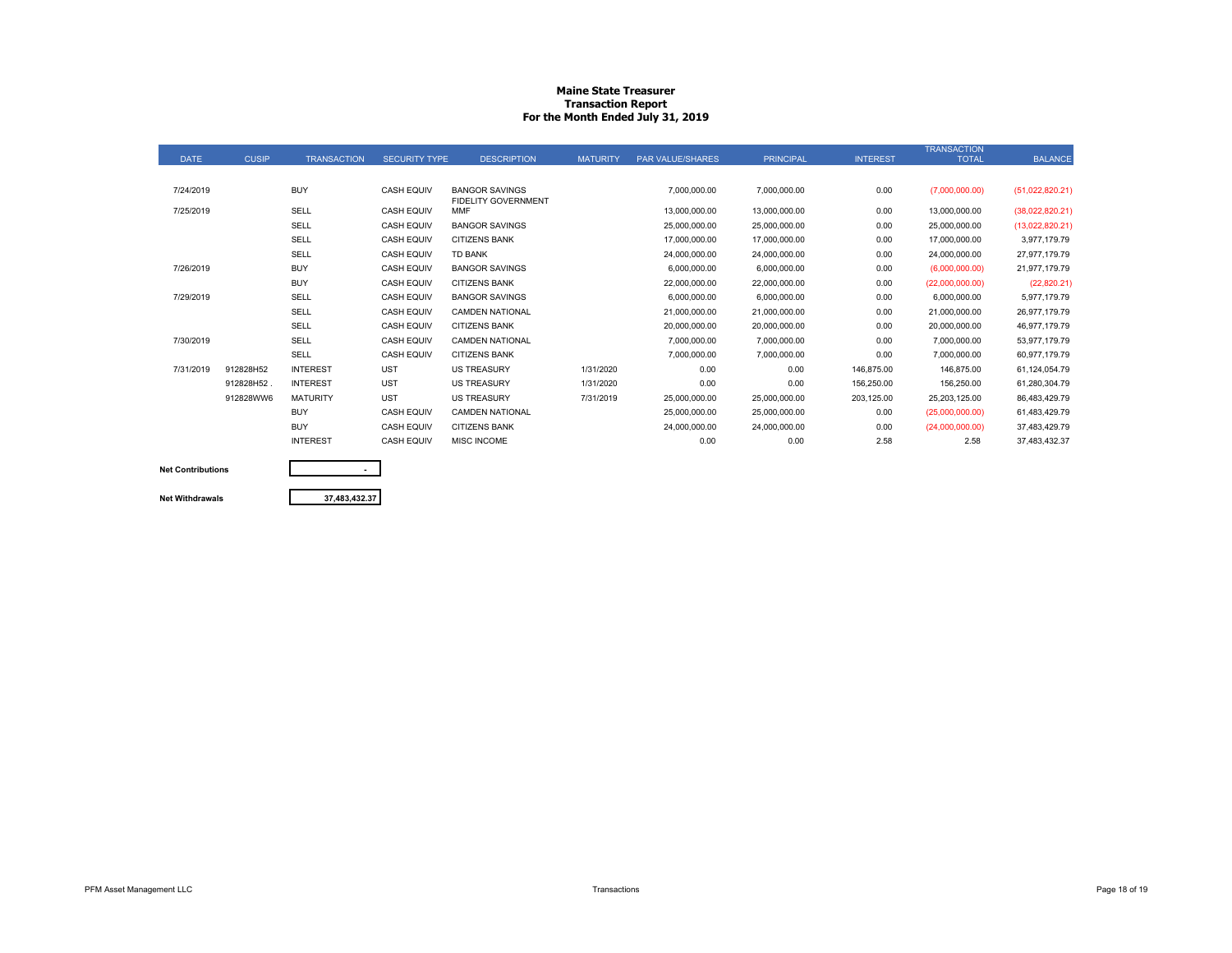**Maine State Treasurer**
**Transaction Report**
**For the Month Ended July 31, 2019**

| DATE | CUSIP | TRANSACTION | SECURITY TYPE | DESCRIPTION | MATURITY | PAR VALUE/SHARES | PRINCIPAL | INTEREST | TRANSACTION TOTAL | BALANCE |
|---|---|---|---|---|---|---|---|---|---|---|
| 7/24/2019 | | BUY | CASH EQUIV | BANGOR SAVINGS | | 7,000,000.00 | 7,000,000.00 | 0.00 | (7,000,000.00) | (51,022,820.21) |
| 7/25/2019 | | SELL | CASH EQUIV | FIDELITY GOVERNMENT MMF | | 13,000,000.00 | 13,000,000.00 | 0.00 | 13,000,000.00 | (38,022,820.21) |
| | | SELL | CASH EQUIV | BANGOR SAVINGS | | 25,000,000.00 | 25,000,000.00 | 0.00 | 25,000,000.00 | (13,022,820.21) |
| | | SELL | CASH EQUIV | CITIZENS BANK | | 17,000,000.00 | 17,000,000.00 | 0.00 | 17,000,000.00 | 3,977,179.79 |
| | | SELL | CASH EQUIV | TD BANK | | 24,000,000.00 | 24,000,000.00 | 0.00 | 24,000,000.00 | 27,977,179.79 |
| 7/26/2019 | | BUY | CASH EQUIV | BANGOR SAVINGS | | 6,000,000.00 | 6,000,000.00 | 0.00 | (6,000,000.00) | 21,977,179.79 |
| | | BUY | CASH EQUIV | CITIZENS BANK | | 22,000,000.00 | 22,000,000.00 | 0.00 | (22,000,000.00) | (22,820.21) |
| 7/29/2019 | | SELL | CASH EQUIV | BANGOR SAVINGS | | 6,000,000.00 | 6,000,000.00 | 0.00 | 6,000,000.00 | 5,977,179.79 |
| | | SELL | CASH EQUIV | CAMDEN NATIONAL | | 21,000,000.00 | 21,000,000.00 | 0.00 | 21,000,000.00 | 26,977,179.79 |
| | | SELL | CASH EQUIV | CITIZENS BANK | | 20,000,000.00 | 20,000,000.00 | 0.00 | 20,000,000.00 | 46,977,179.79 |
| 7/30/2019 | | SELL | CASH EQUIV | CAMDEN NATIONAL | | 7,000,000.00 | 7,000,000.00 | 0.00 | 7,000,000.00 | 53,977,179.79 |
| | | SELL | CASH EQUIV | CITIZENS BANK | | 7,000,000.00 | 7,000,000.00 | 0.00 | 7,000,000.00 | 60,977,179.79 |
| 7/31/2019 | 912828H52 | INTEREST | UST | US TREASURY | 1/31/2020 | 0.00 | 0.00 | 146,875.00 | 146,875.00 | 61,124,054.79 |
| | 912828H52 . | INTEREST | UST | US TREASURY | 1/31/2020 | 0.00 | 0.00 | 156,250.00 | 156,250.00 | 61,280,304.79 |
| | 912828WW6 | MATURITY | UST | US TREASURY | 7/31/2019 | 25,000,000.00 | 25,000,000.00 | 203,125.00 | 25,203,125.00 | 86,483,429.79 |
| | | BUY | CASH EQUIV | CAMDEN NATIONAL | | 25,000,000.00 | 25,000,000.00 | 0.00 | (25,000,000.00) | 61,483,429.79 |
| | | BUY | CASH EQUIV | CITIZENS BANK | | 24,000,000.00 | 24,000,000.00 | 0.00 | (24,000,000.00) | 37,483,429.79 |
| | | INTEREST | CASH EQUIV | MISC INCOME | | 0.00 | 0.00 | 2.58 | 2.58 | 37,483,432.37 |

| | |
|---|---|
| **Net Contributions** | - |
| **Net Withdrawals** | 37,483,432.37 |

PFM Asset Management LLC — Transactions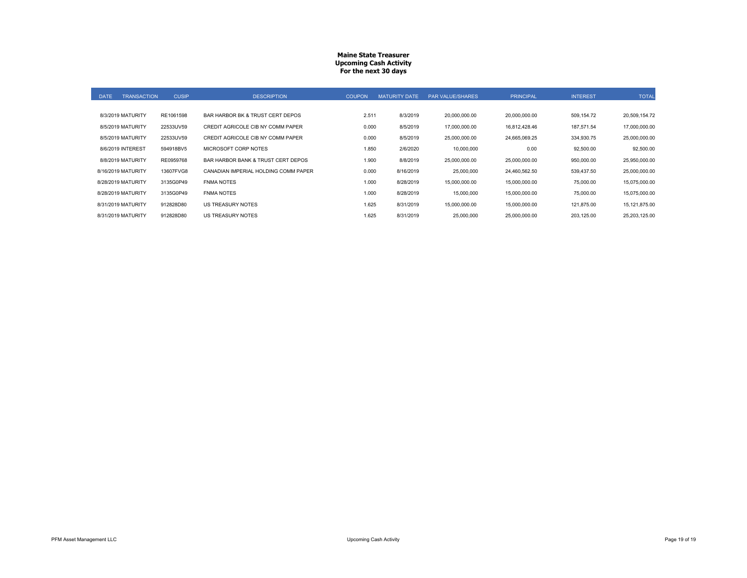# Maine State Treasurer
## Upcoming Cash Activity
### For the next 30 days

| DATE | TRANSACTION | CUSIP | DESCRIPTION | COUPON | MATURITY DATE | PAR VALUE/SHARES | PRINCIPAL | INTEREST | TOTAL |
|---|---|---|---|---|---|---|---|---|---|
| 8/3/2019 | MATURITY | RE1061598 | BAR HARBOR BK & TRUST CERT DEPOS | 2.511 | 8/3/2019 | 20,000,000.00 | 20,000,000.00 | 509,154.72 | 20,509,154.72 |
| 8/5/2019 | MATURITY | 22533UV59 | CREDIT AGRICOLE CIB NY COMM PAPER | 0.000 | 8/5/2019 | 17,000,000.00 | 16,812,428.46 | 187,571.54 | 17,000,000.00 |
| 8/5/2019 | MATURITY | 22533UV59 | CREDIT AGRICOLE CIB NY COMM PAPER | 0.000 | 8/5/2019 | 25,000,000.00 | 24,665,069.25 | 334,930.75 | 25,000,000.00 |
| 8/6/2019 | INTEREST | 594918BV5 | MICROSOFT CORP NOTES | 1.850 | 2/6/2020 | 10,000,000 | 0.00 | 92,500.00 | 92,500.00 |
| 8/8/2019 | MATURITY | RE0959768 | BAR HARBOR BANK & TRUST CERT DEPOS | 1.900 | 8/8/2019 | 25,000,000.00 | 25,000,000.00 | 950,000.00 | 25,950,000.00 |
| 8/16/2019 | MATURITY | 13607FVG8 | CANADIAN IMPERIAL HOLDING COMM PAPER | 0.000 | 8/16/2019 | 25,000,000 | 24,460,562.50 | 539,437.50 | 25,000,000.00 |
| 8/28/2019 | MATURITY | 3135G0P49 | FNMA NOTES | 1.000 | 8/28/2019 | 15,000,000.00 | 15,000,000.00 | 75,000.00 | 15,075,000.00 |
| 8/28/2019 | MATURITY | 3135G0P49 | FNMA NOTES | 1.000 | 8/28/2019 | 15,000,000 | 15,000,000.00 | 75,000.00 | 15,075,000.00 |
| 8/31/2019 | MATURITY | 912828D80 | US TREASURY NOTES | 1.625 | 8/31/2019 | 15,000,000.00 | 15,000,000.00 | 121,875.00 | 15,121,875.00 |
| 8/31/2019 | MATURITY | 912828D80 | US TREASURY NOTES | 1.625 | 8/31/2019 | 25,000,000 | 25,000,000.00 | 203,125.00 | 25,203,125.00 |

PFM Asset Management LLC

Upcoming Cash Activity